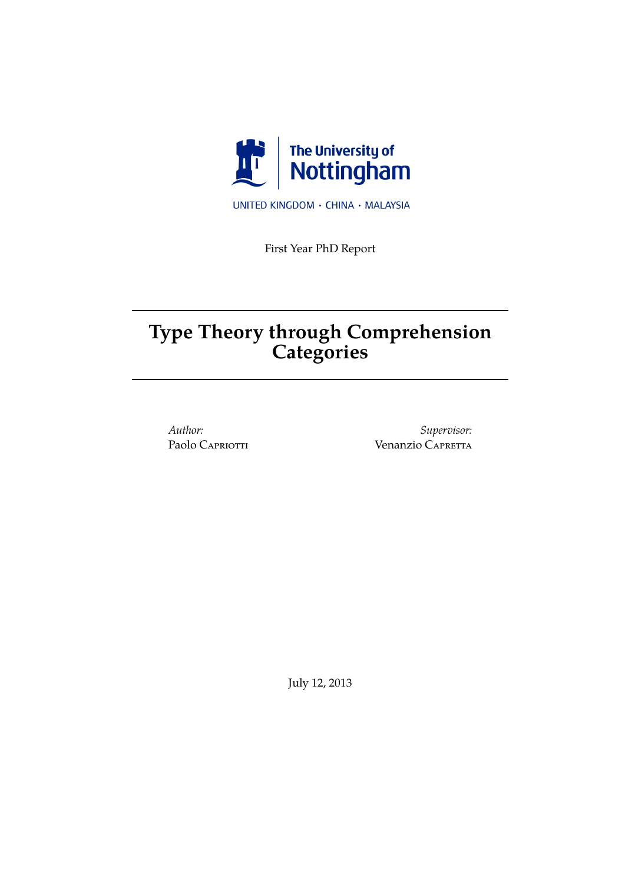The University of Nottingham

UNITED KINGDOM · CHINA · MALAYSIA

First Year PhD Report

# Type Theory through Comprehension Categories

*Author:*
Paolo CAPRIOTTI

*Supervisor:*
Venanzio CAPRETTA

July 12, 2013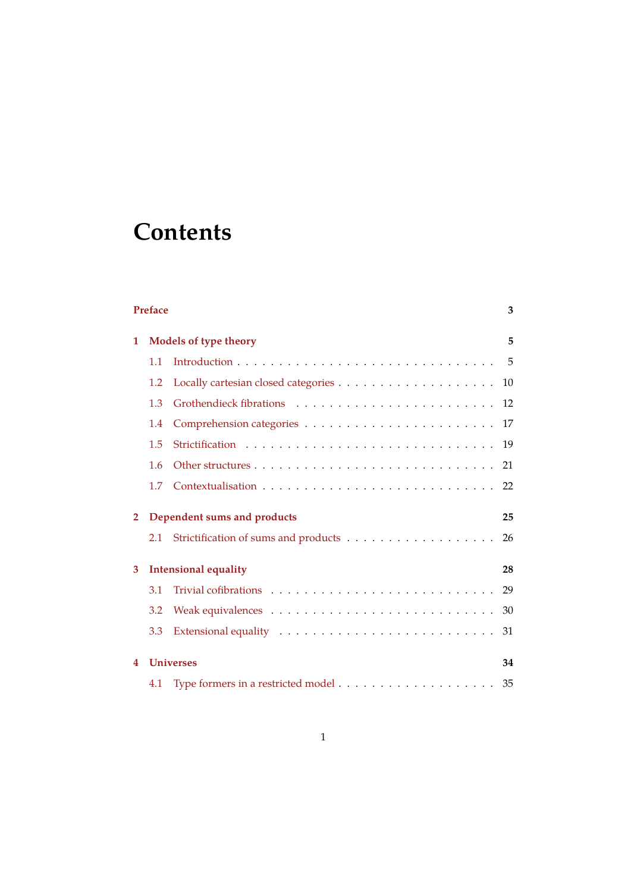# Contents

**Preface** **3**

**1 Models of type theory** **5**

- 1.1 Introduction . . . 5
- 1.2 Locally cartesian closed categories . . . 10
- 1.3 Grothendieck fibrations . . . 12
- 1.4 Comprehension categories . . . 17
- 1.5 Strictification . . . 19
- 1.6 Other structures . . . 21
- 1.7 Contextualisation . . . 22

**2 Dependent sums and products** **25**

- 2.1 Strictification of sums and products . . . 26

**3 Intensional equality** **28**

- 3.1 Trivial cofibrations . . . 29
- 3.2 Weak equivalences . . . 30
- 3.3 Extensional equality . . . 31

**4 Universes** **34**

- 4.1 Type formers in a restricted model . . . 35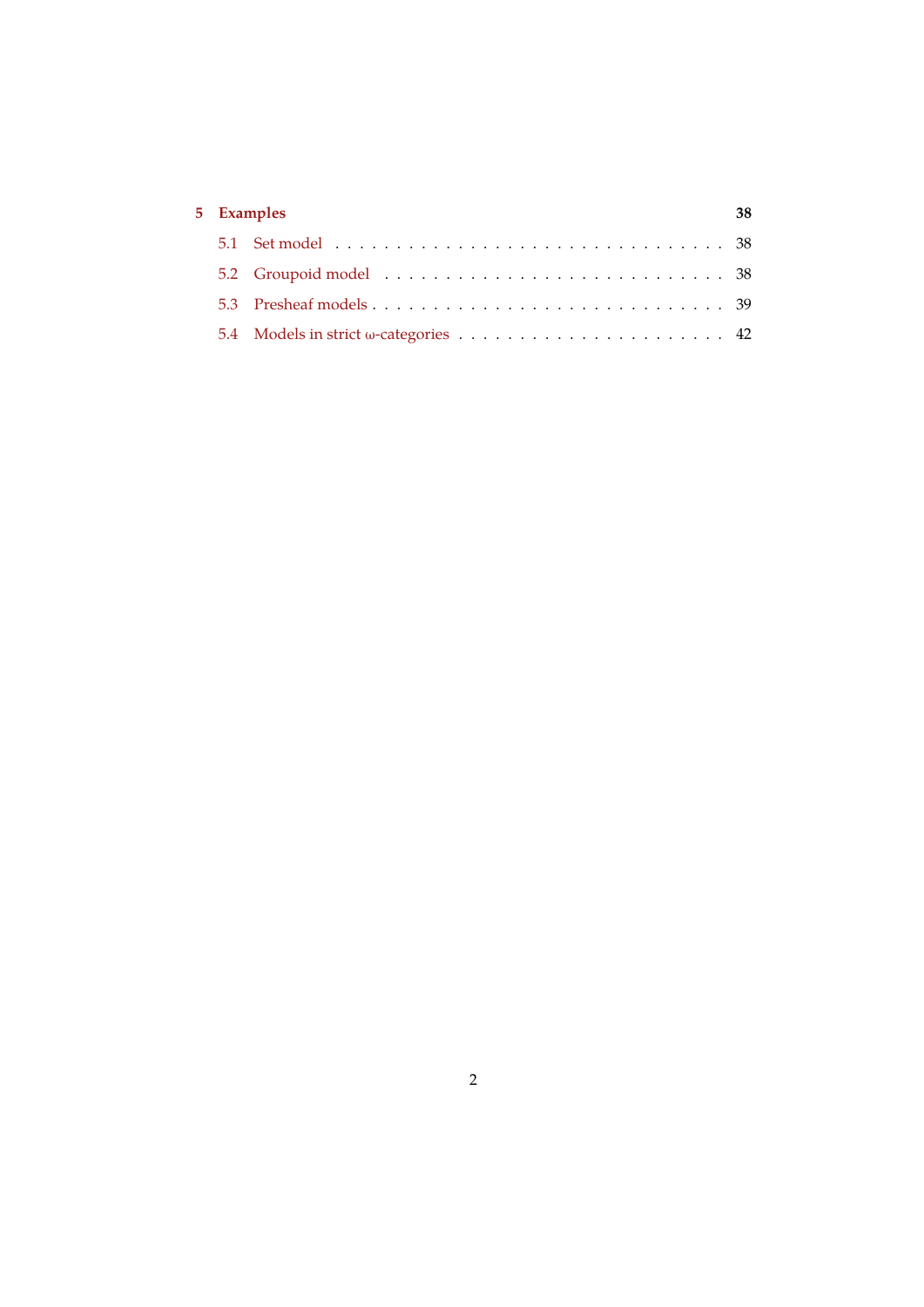**5 Examples** **38**

- 5.1 Set model . . . . . . . . . . . . . . . . . . . . . . . . . . . . . . 38
- 5.2 Groupoid model . . . . . . . . . . . . . . . . . . . . . . . . . . 38
- 5.3 Presheaf models . . . . . . . . . . . . . . . . . . . . . . . . . . 39
- 5.4 Models in strict $\omega$-categories . . . . . . . . . . . . . . . . . . . 42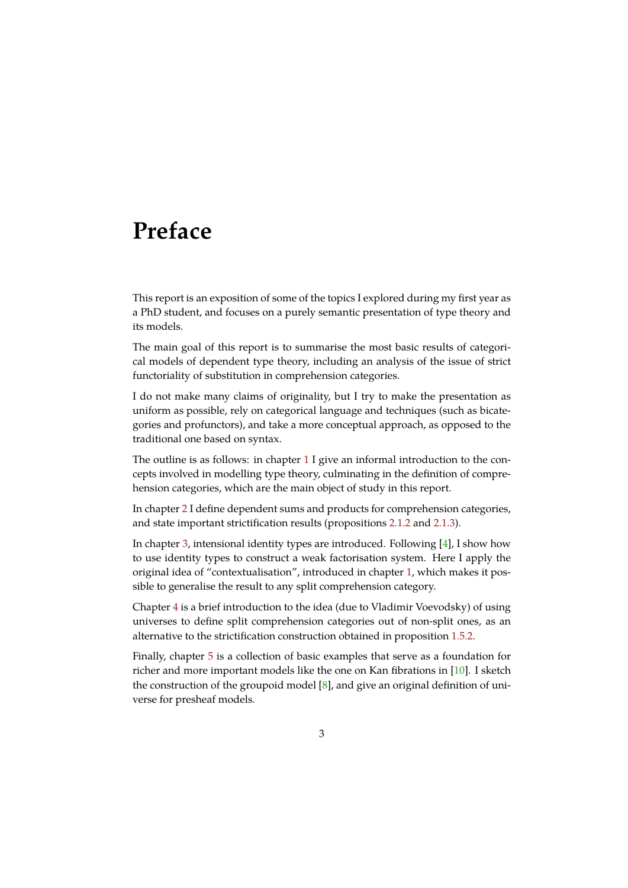# Preface

This report is an exposition of some of the topics I explored during my first year as a PhD student, and focuses on a purely semantic presentation of type theory and its models.

The main goal of this report is to summarise the most basic results of categorical models of dependent type theory, including an analysis of the issue of strict functoriality of substitution in comprehension categories.

I do not make many claims of originality, but I try to make the presentation as uniform as possible, rely on categorical language and techniques (such as bicategories and profunctors), and take a more conceptual approach, as opposed to the traditional one based on syntax.

The outline is as follows: in chapter 1 I give an informal introduction to the concepts involved in modelling type theory, culminating in the definition of comprehension categories, which are the main object of study in this report.

In chapter 2 I define dependent sums and products for comprehension categories, and state important strictification results (propositions 2.1.2 and 2.1.3).

In chapter 3, intensional identity types are introduced. Following [4], I show how to use identity types to construct a weak factorisation system. Here I apply the original idea of "contextualisation", introduced in chapter 1, which makes it possible to generalise the result to any split comprehension category.

Chapter 4 is a brief introduction to the idea (due to Vladimir Voevodsky) of using universes to define split comprehension categories out of non-split ones, as an alternative to the strictification construction obtained in proposition 1.5.2.

Finally, chapter 5 is a collection of basic examples that serve as a foundation for richer and more important models like the one on Kan fibrations in [10]. I sketch the construction of the groupoid model [8], and give an original definition of universe for presheaf models.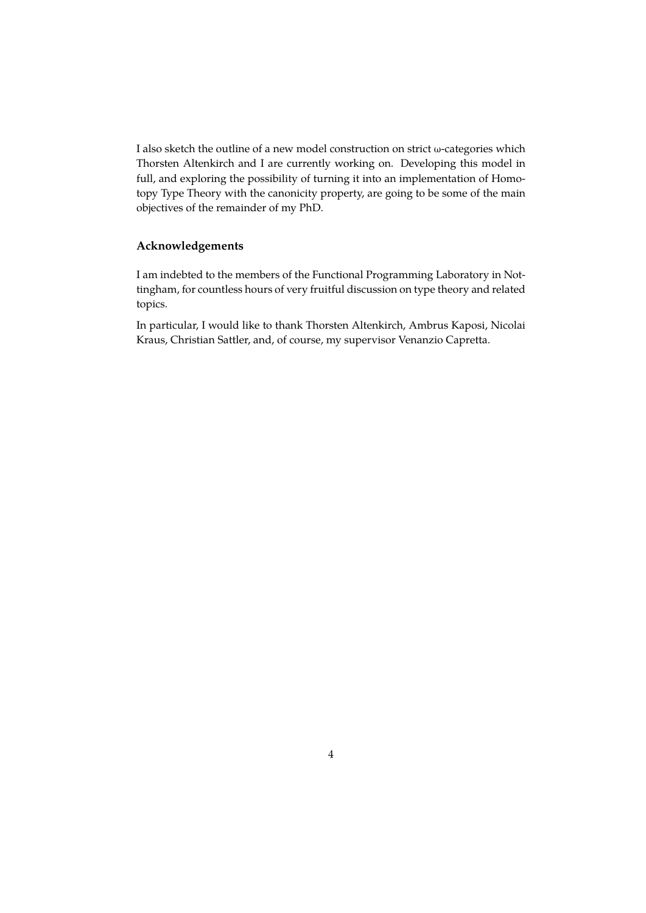I also sketch the outline of a new model construction on strict $\omega$-categories which Thorsten Altenkirch and I are currently working on. Developing this model in full, and exploring the possibility of turning it into an implementation of Homotopy Type Theory with the canonicity property, are going to be some of the main objectives of the remainder of my PhD.

### Acknowledgements

I am indebted to the members of the Functional Programming Laboratory in Nottingham, for countless hours of very fruitful discussion on type theory and related topics.

In particular, I would like to thank Thorsten Altenkirch, Ambrus Kaposi, Nicolai Kraus, Christian Sattler, and, of course, my supervisor Venanzio Capretta.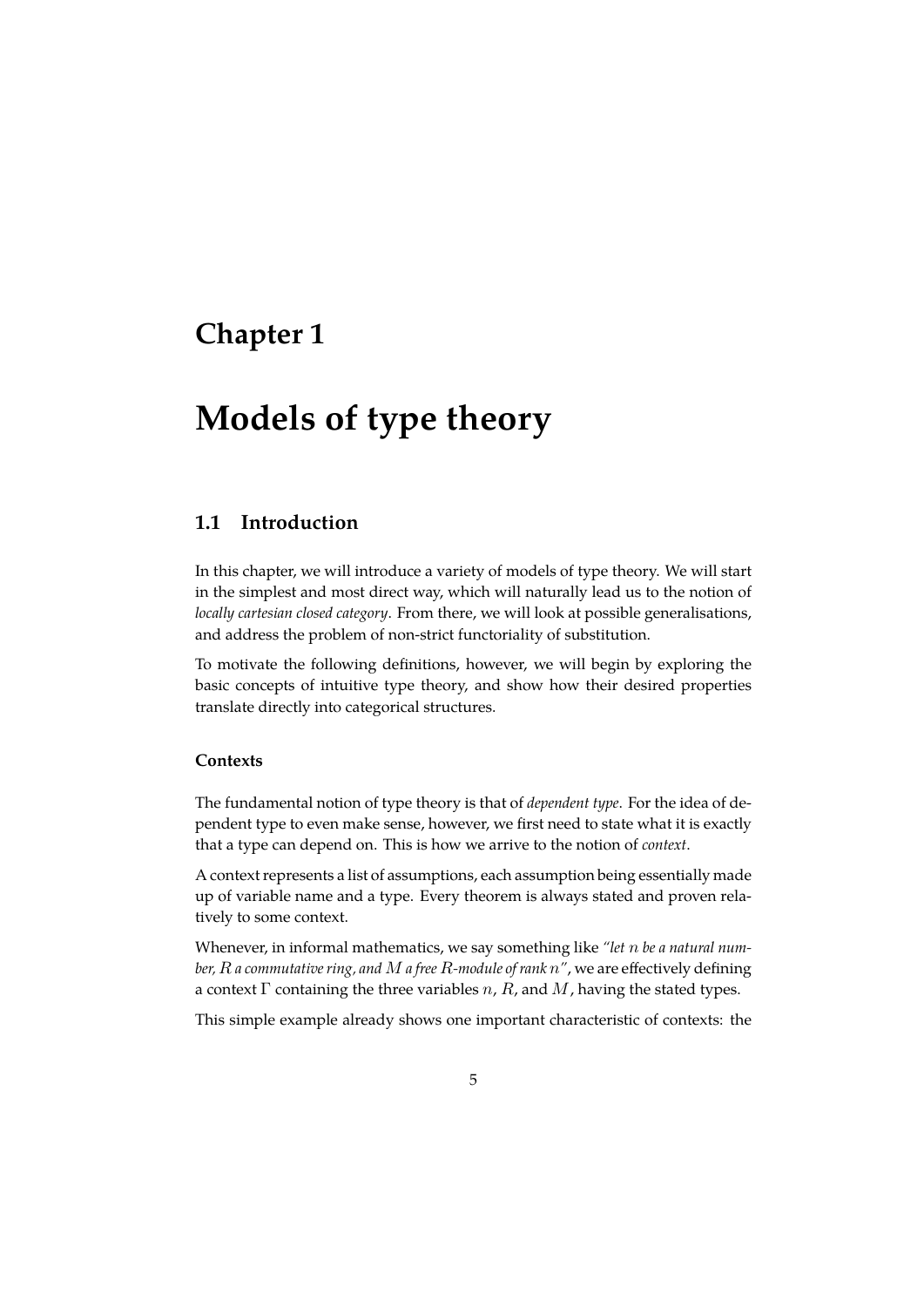# Chapter 1

# Models of type theory

## 1.1 Introduction

In this chapter, we will introduce a variety of models of type theory. We will start in the simplest and most direct way, which will naturally lead us to the notion of *locally cartesian closed category*. From there, we will look at possible generalisations, and address the problem of non-strict functoriality of substitution.

To motivate the following definitions, however, we will begin by exploring the basic concepts of intuitive type theory, and show how their desired properties translate directly into categorical structures.

### Contexts

The fundamental notion of type theory is that of *dependent type*. For the idea of dependent type to even make sense, however, we first need to state what it is exactly that a type can depend on. This is how we arrive to the notion of *context*.

A context represents a list of assumptions, each assumption being essentially made up of variable name and a type. Every theorem is always stated and proven relatively to some context.

Whenever, in informal mathematics, we say something like *"let $n$ be a natural number, $R$ a commutative ring, and $M$ a free $R$-module of rank $n$"*, we are effectively defining a context $\Gamma$ containing the three variables $n$, $R$, and $M$, having the stated types.

This simple example already shows one important characteristic of contexts: the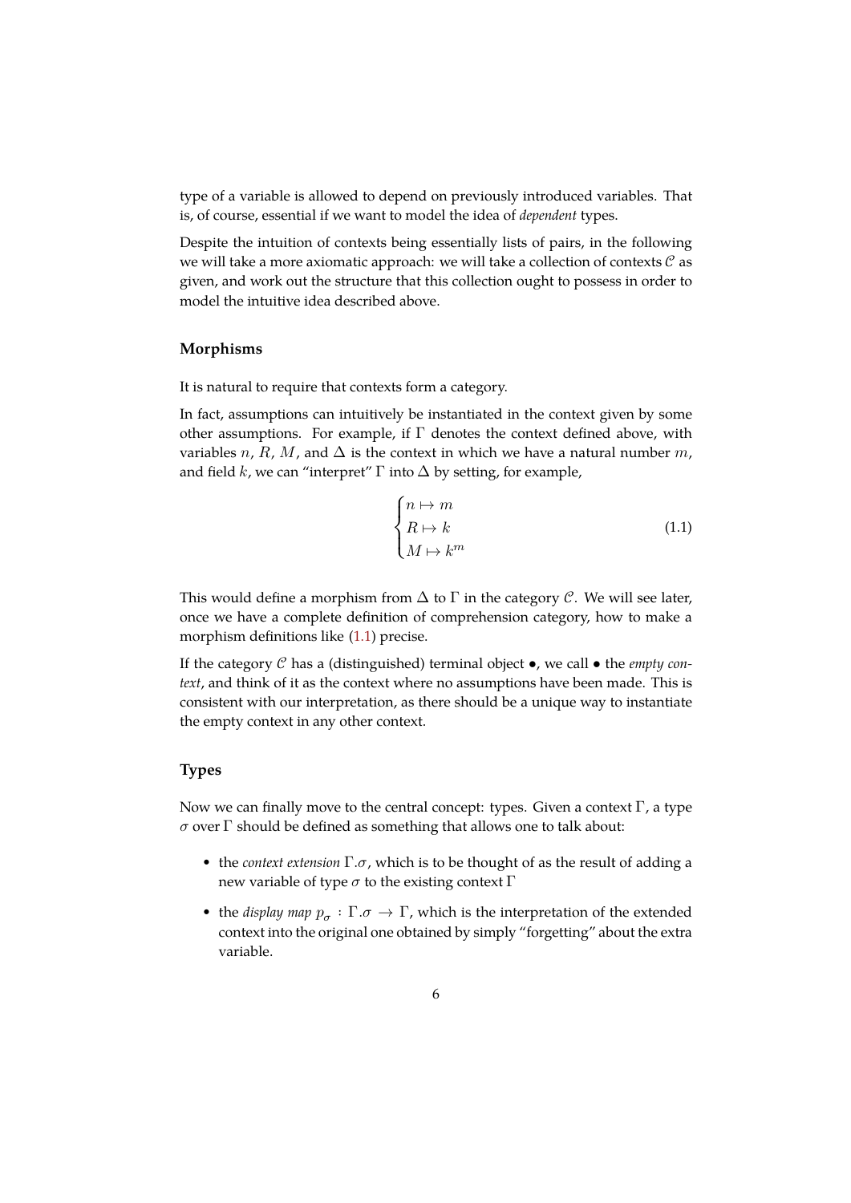type of a variable is allowed to depend on previously introduced variables. That is, of course, essential if we want to model the idea of *dependent* types.

Despite the intuition of contexts being essentially lists of pairs, in the following we will take a more axiomatic approach: we will take a collection of contexts $\mathcal{C}$ as given, and work out the structure that this collection ought to possess in order to model the intuitive idea described above.

### Morphisms

It is natural to require that contexts form a category.

In fact, assumptions can intuitively be instantiated in the context given by some other assumptions. For example, if $\Gamma$ denotes the context defined above, with variables $n$, $R$, $M$, and $\Delta$ is the context in which we have a natural number $m$, and field $k$, we can "interpret" $\Gamma$ into $\Delta$ by setting, for example,

$$\begin{cases} n \mapsto m \\ R \mapsto k \\ M \mapsto k^m \end{cases} \tag{1.1}$$

This would define a morphism from $\Delta$ to $\Gamma$ in the category $\mathcal{C}$. We will see later, once we have a complete definition of comprehension category, how to make a morphism definitions like (1.1) precise.

If the category $\mathcal{C}$ has a (distinguished) terminal object $\bullet$, we call $\bullet$ the *empty context*, and think of it as the context where no assumptions have been made. This is consistent with our interpretation, as there should be a unique way to instantiate the empty context in any other context.

### Types

Now we can finally move to the central concept: types. Given a context $\Gamma$, a type $\sigma$ over $\Gamma$ should be defined as something that allows one to talk about:

- the *context extension* $\Gamma.\sigma$, which is to be thought of as the result of adding a new variable of type $\sigma$ to the existing context $\Gamma$
- the *display map* $p_\sigma : \Gamma.\sigma \to \Gamma$, which is the interpretation of the extended context into the original one obtained by simply "forgetting" about the extra variable.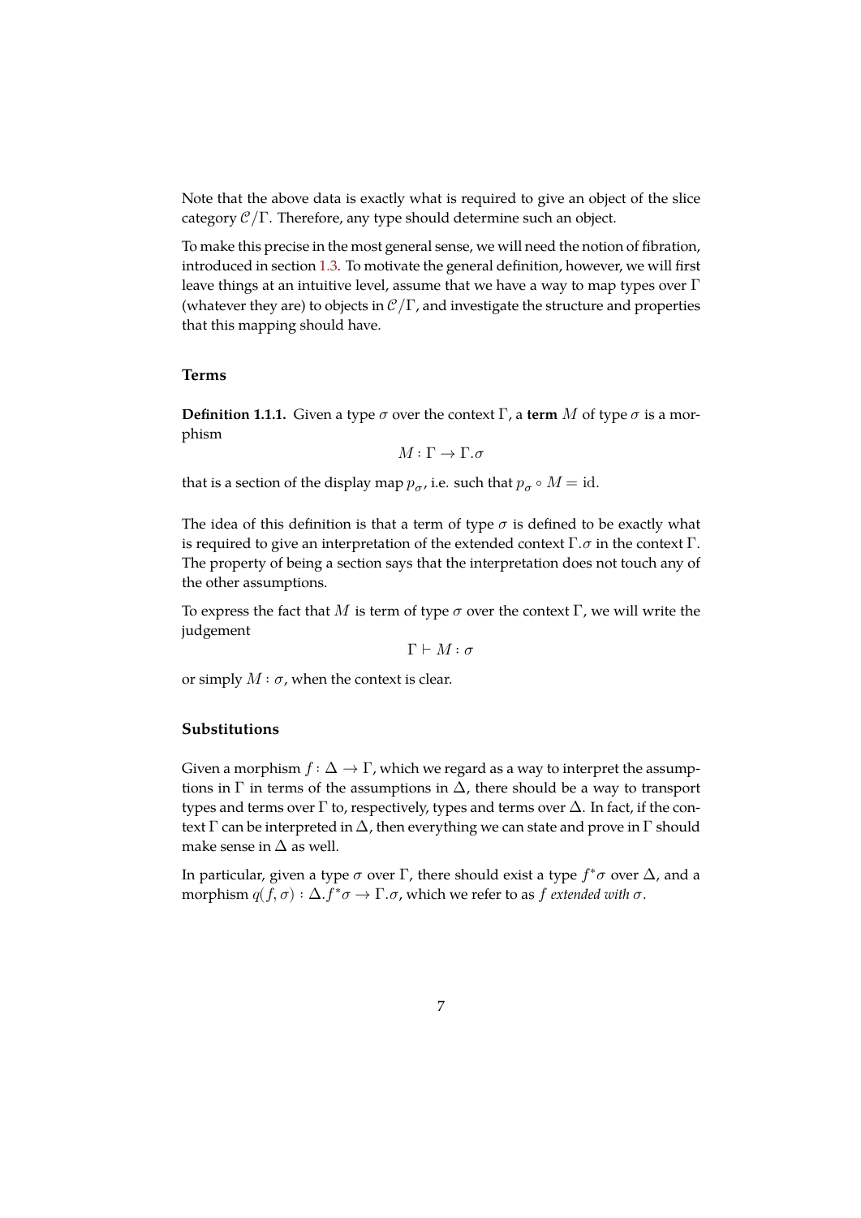Note that the above data is exactly what is required to give an object of the slice category $\mathcal{C}/\Gamma$. Therefore, any type should determine such an object.

To make this precise in the most general sense, we will need the notion of fibration, introduced in section 1.3. To motivate the general definition, however, we will first leave things at an intuitive level, assume that we have a way to map types over $\Gamma$ (whatever they are) to objects in $\mathcal{C}/\Gamma$, and investigate the structure and properties that this mapping should have.

### Terms

**Definition 1.1.1.** Given a type $\sigma$ over the context $\Gamma$, a **term** $M$ of type $\sigma$ is a morphism

$$M : \Gamma \to \Gamma.\sigma$$

that is a section of the display map $p_\sigma$, i.e. such that $p_\sigma \circ M = \mathrm{id}$.

The idea of this definition is that a term of type $\sigma$ is defined to be exactly what is required to give an interpretation of the extended context $\Gamma.\sigma$ in the context $\Gamma$. The property of being a section says that the interpretation does not touch any of the other assumptions.

To express the fact that $M$ is term of type $\sigma$ over the context $\Gamma$, we will write the judgement

$$\Gamma \vdash M : \sigma$$

or simply $M : \sigma$, when the context is clear.

### Substitutions

Given a morphism $f : \Delta \to \Gamma$, which we regard as a way to interpret the assumptions in $\Gamma$ in terms of the assumptions in $\Delta$, there should be a way to transport types and terms over $\Gamma$ to, respectively, types and terms over $\Delta$. In fact, if the context $\Gamma$ can be interpreted in $\Delta$, then everything we can state and prove in $\Gamma$ should make sense in $\Delta$ as well.

In particular, given a type $\sigma$ over $\Gamma$, there should exist a type $f^*\sigma$ over $\Delta$, and a morphism $q(f, \sigma) : \Delta.f^*\sigma \to \Gamma.\sigma$, which we refer to as *$f$ extended with $\sigma$*.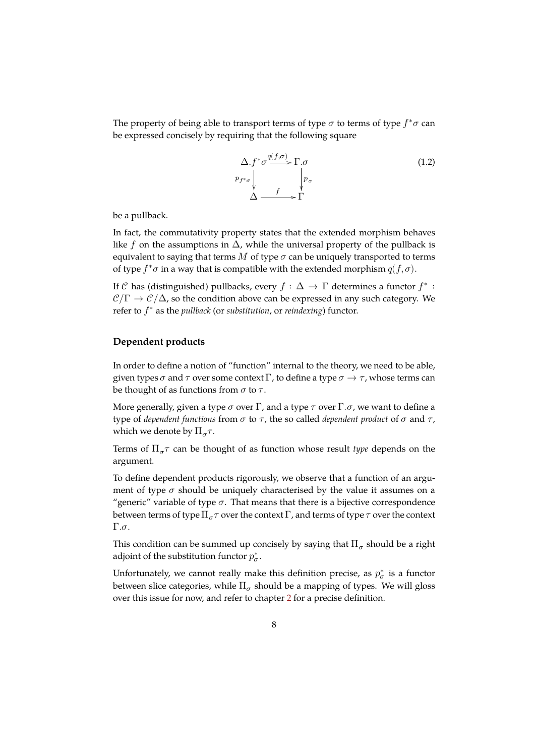The property of being able to transport terms of type $\sigma$ to terms of type $f^*\sigma$ can be expressed concisely by requiring that the following square

$$
\begin{array}{ccc}
\Delta.f^*\sigma & \xrightarrow{q(f,\sigma)} & \Gamma.\sigma \\
{\scriptstyle p_{f^*\sigma}} \downarrow & & \downarrow {\scriptstyle p_\sigma} \\
\Delta & \xrightarrow{\quad f \quad} & \Gamma
\end{array}
\tag{1.2}
$$

be a pullback.

In fact, the commutativity property states that the extended morphism behaves like $f$ on the assumptions in $\Delta$, while the universal property of the pullback is equivalent to saying that terms $M$ of type $\sigma$ can be uniquely transported to terms of type $f^*\sigma$ in a way that is compatible with the extended morphism $q(f, \sigma)$.

If $\mathcal{C}$ has (distinguished) pullbacks, every $f : \Delta \to \Gamma$ determines a functor $f^* : \mathcal{C}/\Gamma \to \mathcal{C}/\Delta$, so the condition above can be expressed in any such category. We refer to $f^*$ as the *pullback* (or *substitution*, or *reindexing*) functor.

### Dependent products

In order to define a notion of "function" internal to the theory, we need to be able, given types $\sigma$ and $\tau$ over some context $\Gamma$, to define a type $\sigma \to \tau$, whose terms can be thought of as functions from $\sigma$ to $\tau$.

More generally, given a type $\sigma$ over $\Gamma$, and a type $\tau$ over $\Gamma.\sigma$, we want to define a type of *dependent functions* from $\sigma$ to $\tau$, the so called *dependent product* of $\sigma$ and $\tau$, which we denote by $\Pi_\sigma \tau$.

Terms of $\Pi_\sigma \tau$ can be thought of as function whose result *type* depends on the argument.

To define dependent products rigorously, we observe that a function of an argument of type $\sigma$ should be uniquely characterised by the value it assumes on a "generic" variable of type $\sigma$. That means that there is a bijective correspondence between terms of type $\Pi_\sigma \tau$ over the context $\Gamma$, and terms of type $\tau$ over the context $\Gamma.\sigma$.

This condition can be summed up concisely by saying that $\Pi_\sigma$ should be a right adjoint of the substitution functor $p_\sigma^*$.

Unfortunately, we cannot really make this definition precise, as $p_\sigma^*$ is a functor between slice categories, while $\Pi_\sigma$ should be a mapping of types. We will gloss over this issue for now, and refer to chapter 2 for a precise definition.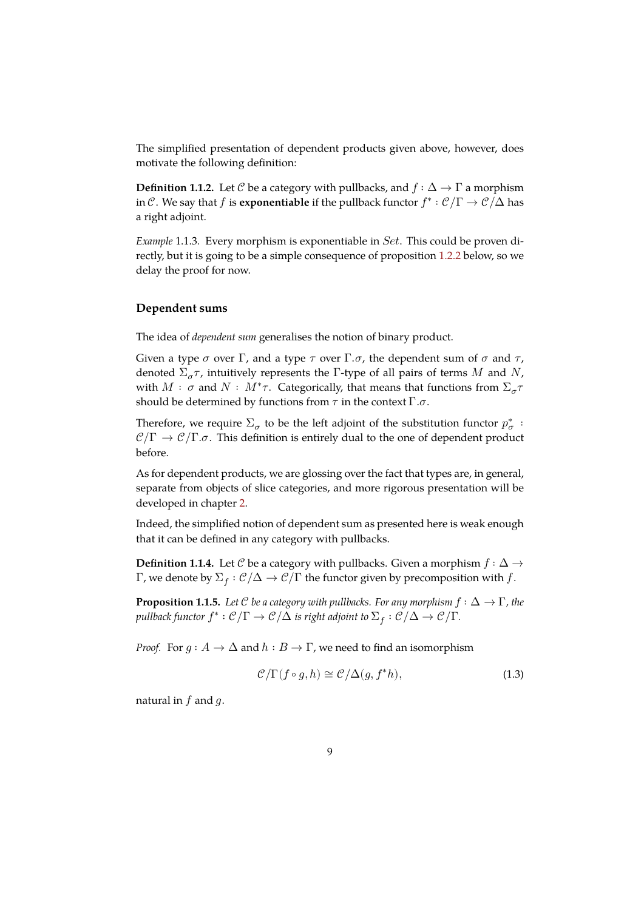The simplified presentation of dependent products given above, however, does motivate the following definition:

**Definition 1.1.2.** Let $\mathcal{C}$ be a category with pullbacks, and $f : \Delta \to \Gamma$ a morphism in $\mathcal{C}$. We say that $f$ is **exponentiable** if the pullback functor $f^* : \mathcal{C}/\Gamma \to \mathcal{C}/\Delta$ has a right adjoint.

*Example* 1.1.3. Every morphism is exponentiable in $Set$. This could be proven directly, but it is going to be a simple consequence of proposition 1.2.2 below, so we delay the proof for now.

### Dependent sums

The idea of *dependent sum* generalises the notion of binary product.

Given a type $\sigma$ over $\Gamma$, and a type $\tau$ over $\Gamma.\sigma$, the dependent sum of $\sigma$ and $\tau$, denoted $\Sigma_\sigma \tau$, intuitively represents the $\Gamma$-type of all pairs of terms $M$ and $N$, with $M : \sigma$ and $N : M^*\tau$. Categorically, that means that functions from $\Sigma_\sigma \tau$ should be determined by functions from $\tau$ in the context $\Gamma.\sigma$.

Therefore, we require $\Sigma_\sigma$ to be the left adjoint of the substitution functor $p_\sigma^* : \mathcal{C}/\Gamma \to \mathcal{C}/\Gamma.\sigma$. This definition is entirely dual to the one of dependent product before.

As for dependent products, we are glossing over the fact that types are, in general, separate from objects of slice categories, and more rigorous presentation will be developed in chapter 2.

Indeed, the simplified notion of dependent sum as presented here is weak enough that it can be defined in any category with pullbacks.

**Definition 1.1.4.** Let $\mathcal{C}$ be a category with pullbacks. Given a morphism $f : \Delta \to \Gamma$, we denote by $\Sigma_f : \mathcal{C}/\Delta \to \mathcal{C}/\Gamma$ the functor given by precomposition with $f$.

**Proposition 1.1.5.** *Let $\mathcal{C}$ be a category with pullbacks. For any morphism $f : \Delta \to \Gamma$, the pullback functor $f^* : \mathcal{C}/\Gamma \to \mathcal{C}/\Delta$ is right adjoint to $\Sigma_f : \mathcal{C}/\Delta \to \mathcal{C}/\Gamma$.*

*Proof.* For $g : A \to \Delta$ and $h : B \to \Gamma$, we need to find an isomorphism

$$\mathcal{C}/\Gamma(f \circ g, h) \cong \mathcal{C}/\Delta(g, f^*h), \tag{1.3}$$

natural in $f$ and $g$.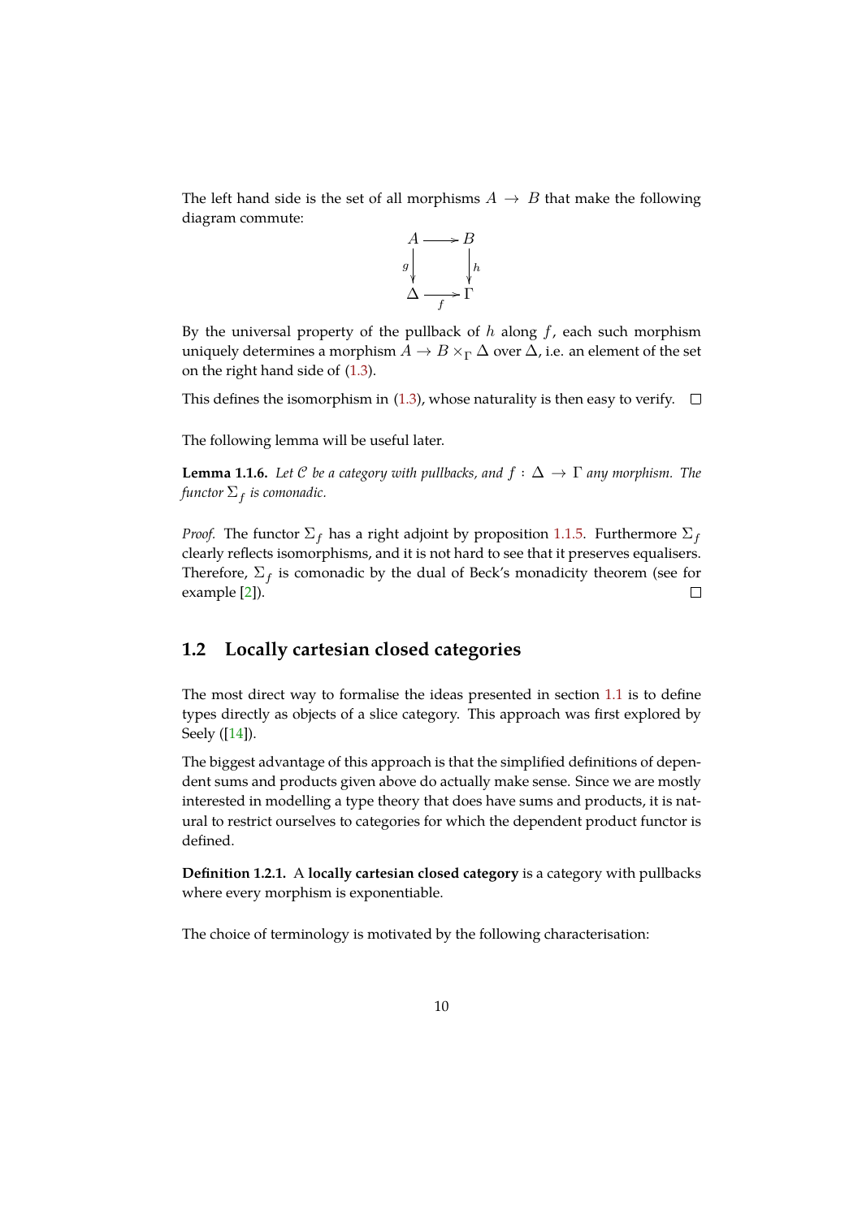The left hand side is the set of all morphisms $A \to B$ that make the following diagram commute:

$$\begin{array}{ccc} A & \longrightarrow & B \\ {\scriptstyle g}\downarrow & & \downarrow{\scriptstyle h} \\ \Delta & \xrightarrow[f]{} & \Gamma \end{array}$$

By the universal property of the pullback of $h$ along $f$, each such morphism uniquely determines a morphism $A \to B \times_\Gamma \Delta$ over $\Delta$, i.e. an element of the set on the right hand side of (1.3).

This defines the isomorphism in (1.3), whose naturality is then easy to verify. □

The following lemma will be useful later.

**Lemma 1.1.6.** *Let $\mathcal{C}$ be a category with pullbacks, and $f : \Delta \to \Gamma$ any morphism. The functor $\Sigma_f$ is comonadic.*

*Proof.* The functor $\Sigma_f$ has a right adjoint by proposition 1.1.5. Furthermore $\Sigma_f$ clearly reflects isomorphisms, and it is not hard to see that it preserves equalisers. Therefore, $\Sigma_f$ is comonadic by the dual of Beck's monadicity theorem (see for example [2]). □

## 1.2 Locally cartesian closed categories

The most direct way to formalise the ideas presented in section 1.1 is to define types directly as objects of a slice category. This approach was first explored by Seely ([14]).

The biggest advantage of this approach is that the simplified definitions of dependent sums and products given above do actually make sense. Since we are mostly interested in modelling a type theory that does have sums and products, it is natural to restrict ourselves to categories for which the dependent product functor is defined.

**Definition 1.2.1.** A **locally cartesian closed category** is a category with pullbacks where every morphism is exponentiable.

The choice of terminology is motivated by the following characterisation: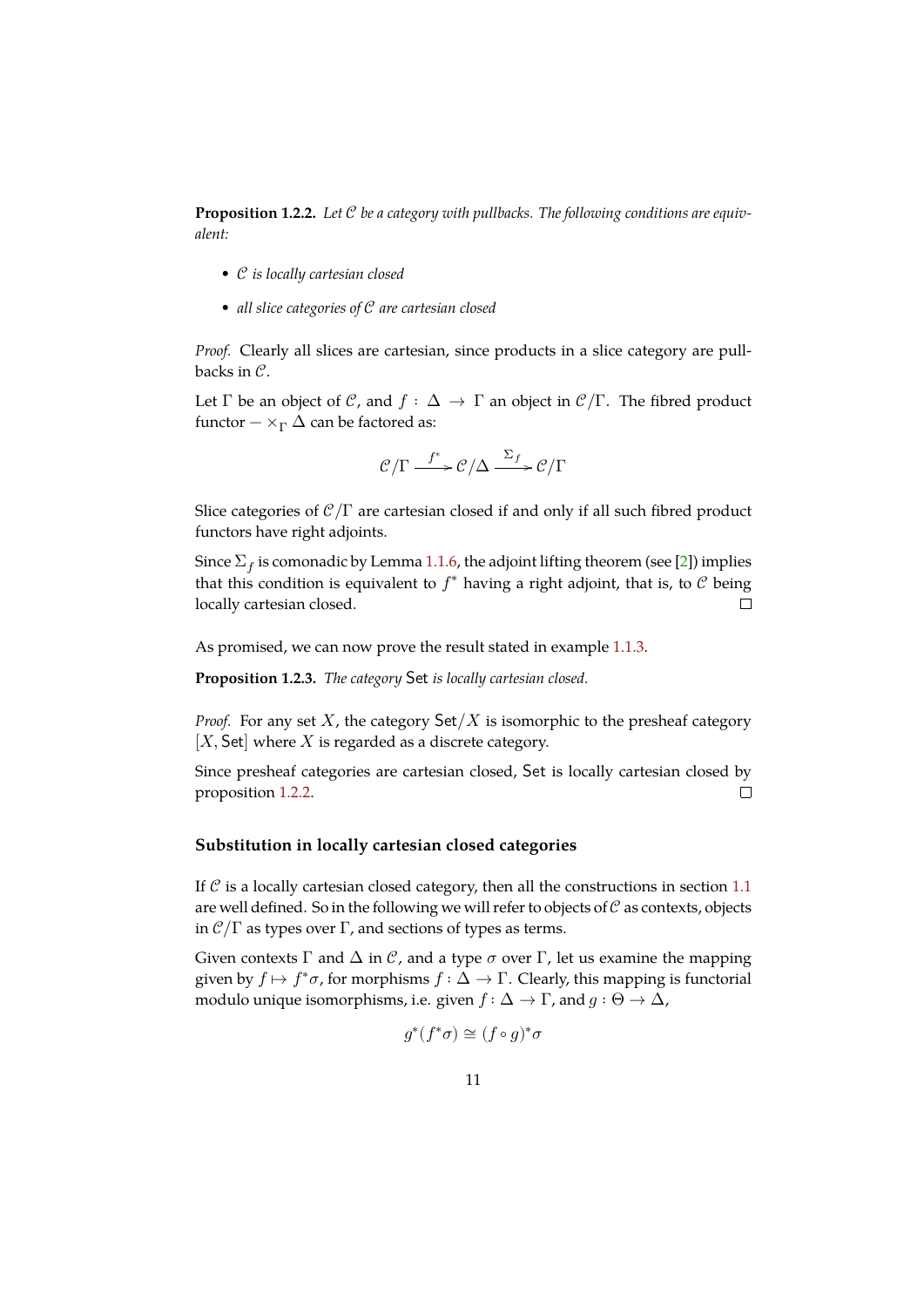**Proposition 1.2.2.** *Let $\mathcal{C}$ be a category with pullbacks. The following conditions are equivalent:*

- *$\mathcal{C}$ is locally cartesian closed*
- *all slice categories of $\mathcal{C}$ are cartesian closed*

*Proof.* Clearly all slices are cartesian, since products in a slice category are pullbacks in $\mathcal{C}$.

Let $\Gamma$ be an object of $\mathcal{C}$, and $f : \Delta \to \Gamma$ an object in $\mathcal{C}/\Gamma$. The fibred product functor $- \times_\Gamma \Delta$ can be factored as:

$$\mathcal{C}/\Gamma \xrightarrow{f^*} \mathcal{C}/\Delta \xrightarrow{\Sigma_f} \mathcal{C}/\Gamma$$

Slice categories of $\mathcal{C}/\Gamma$ are cartesian closed if and only if all such fibred product functors have right adjoints.

Since $\Sigma_f$ is comonadic by Lemma 1.1.6, the adjoint lifting theorem (see [2]) implies that this condition is equivalent to $f^*$ having a right adjoint, that is, to $\mathcal{C}$ being locally cartesian closed. □

As promised, we can now prove the result stated in example 1.1.3.

**Proposition 1.2.3.** *The category $\mathsf{Set}$ is locally cartesian closed.*

*Proof.* For any set $X$, the category $\mathsf{Set}/X$ is isomorphic to the presheaf category $[X, \mathsf{Set}]$ where $X$ is regarded as a discrete category.

Since presheaf categories are cartesian closed, $\mathsf{Set}$ is locally cartesian closed by proposition 1.2.2. □

### Substitution in locally cartesian closed categories

If $\mathcal{C}$ is a locally cartesian closed category, then all the constructions in section 1.1 are well defined. So in the following we will refer to objects of $\mathcal{C}$ as contexts, objects in $\mathcal{C}/\Gamma$ as types over $\Gamma$, and sections of types as terms.

Given contexts $\Gamma$ and $\Delta$ in $\mathcal{C}$, and a type $\sigma$ over $\Gamma$, let us examine the mapping given by $f \mapsto f^*\sigma$, for morphisms $f : \Delta \to \Gamma$. Clearly, this mapping is functorial modulo unique isomorphisms, i.e. given $f : \Delta \to \Gamma$, and $g : \Theta \to \Delta$,

$$g^*(f^*\sigma) \cong (f \circ g)^*\sigma$$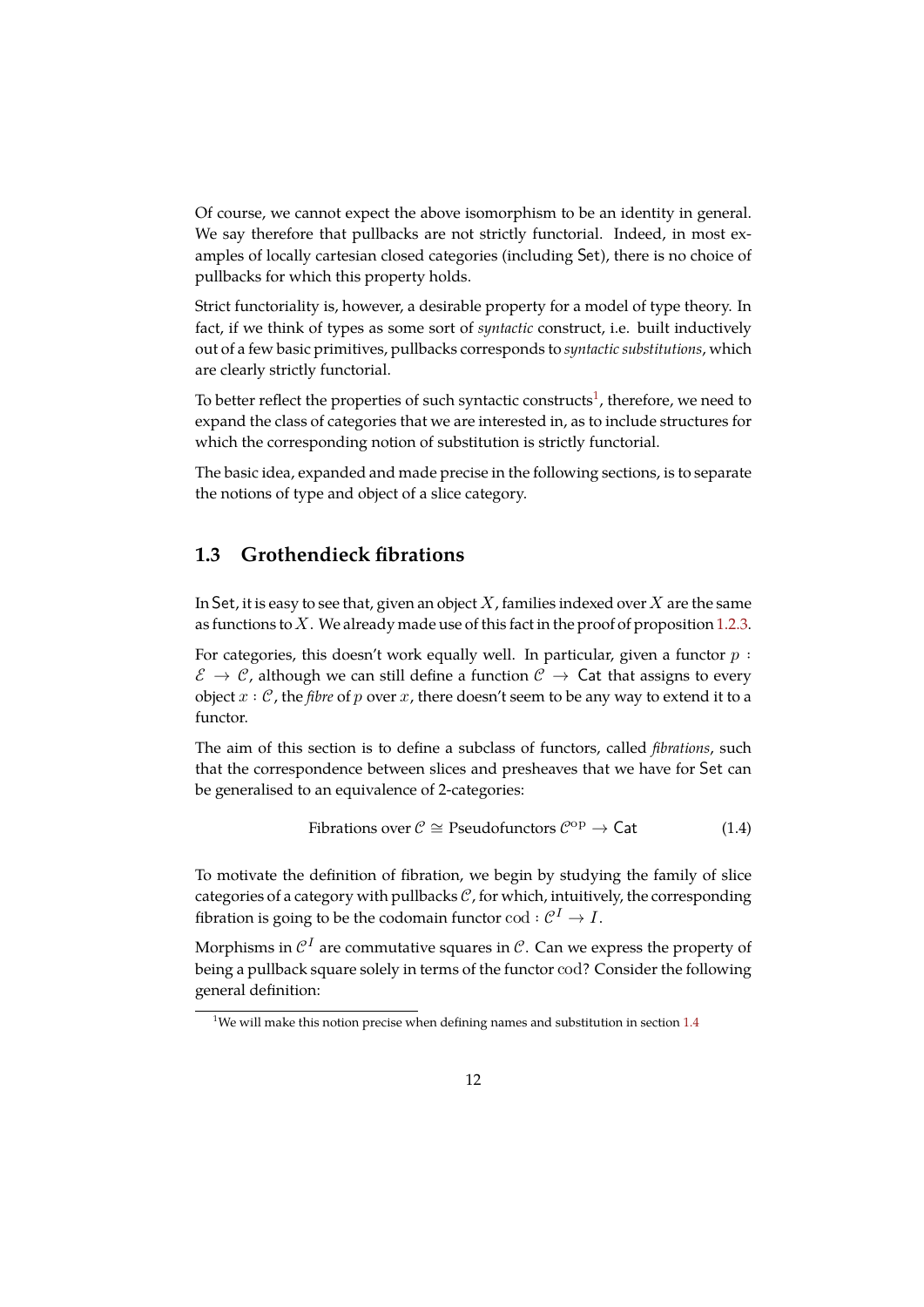Of course, we cannot expect the above isomorphism to be an identity in general. We say therefore that pullbacks are not strictly functorial. Indeed, in most examples of locally cartesian closed categories (including $\mathsf{Set}$), there is no choice of pullbacks for which this property holds.

Strict functoriality is, however, a desirable property for a model of type theory. In fact, if we think of types as some sort of *syntactic* construct, i.e. built inductively out of a few basic primitives, pullbacks corresponds to *syntactic substitutions*, which are clearly strictly functorial.

To better reflect the properties of such syntactic constructs[1], therefore, we need to expand the class of categories that we are interested in, as to include structures for which the corresponding notion of substitution is strictly functorial.

The basic idea, expanded and made precise in the following sections, is to separate the notions of type and object of a slice category.

## 1.3 Grothendieck fibrations

In $\mathsf{Set}$, it is easy to see that, given an object $X$, families indexed over $X$ are the same as functions to $X$. We already made use of this fact in the proof of proposition 1.2.3.

For categories, this doesn't work equally well. In particular, given a functor $p : \mathcal{E} \to \mathcal{C}$, although we can still define a function $\mathcal{C} \to \mathsf{Cat}$ that assigns to every object $x : \mathcal{C}$, the *fibre* of $p$ over $x$, there doesn't seem to be any way to extend it to a functor.

The aim of this section is to define a subclass of functors, called *fibrations*, such that the correspondence between slices and presheaves that we have for $\mathsf{Set}$ can be generalised to an equivalence of 2-categories:

$$\text{Fibrations over } \mathcal{C} \cong \text{Pseudofunctors } \mathcal{C}^{\mathrm{op}} \to \mathsf{Cat} \tag{1.4}$$

To motivate the definition of fibration, we begin by studying the family of slice categories of a category with pullbacks $\mathcal{C}$, for which, intuitively, the corresponding fibration is going to be the codomain functor $\mathrm{cod} : \mathcal{C}^I \to I$.

Morphisms in $\mathcal{C}^I$ are commutative squares in $\mathcal{C}$. Can we express the property of being a pullback square solely in terms of the functor $\mathrm{cod}$? Consider the following general definition:

[1] We will make this notion precise when defining names and substitution in section 1.4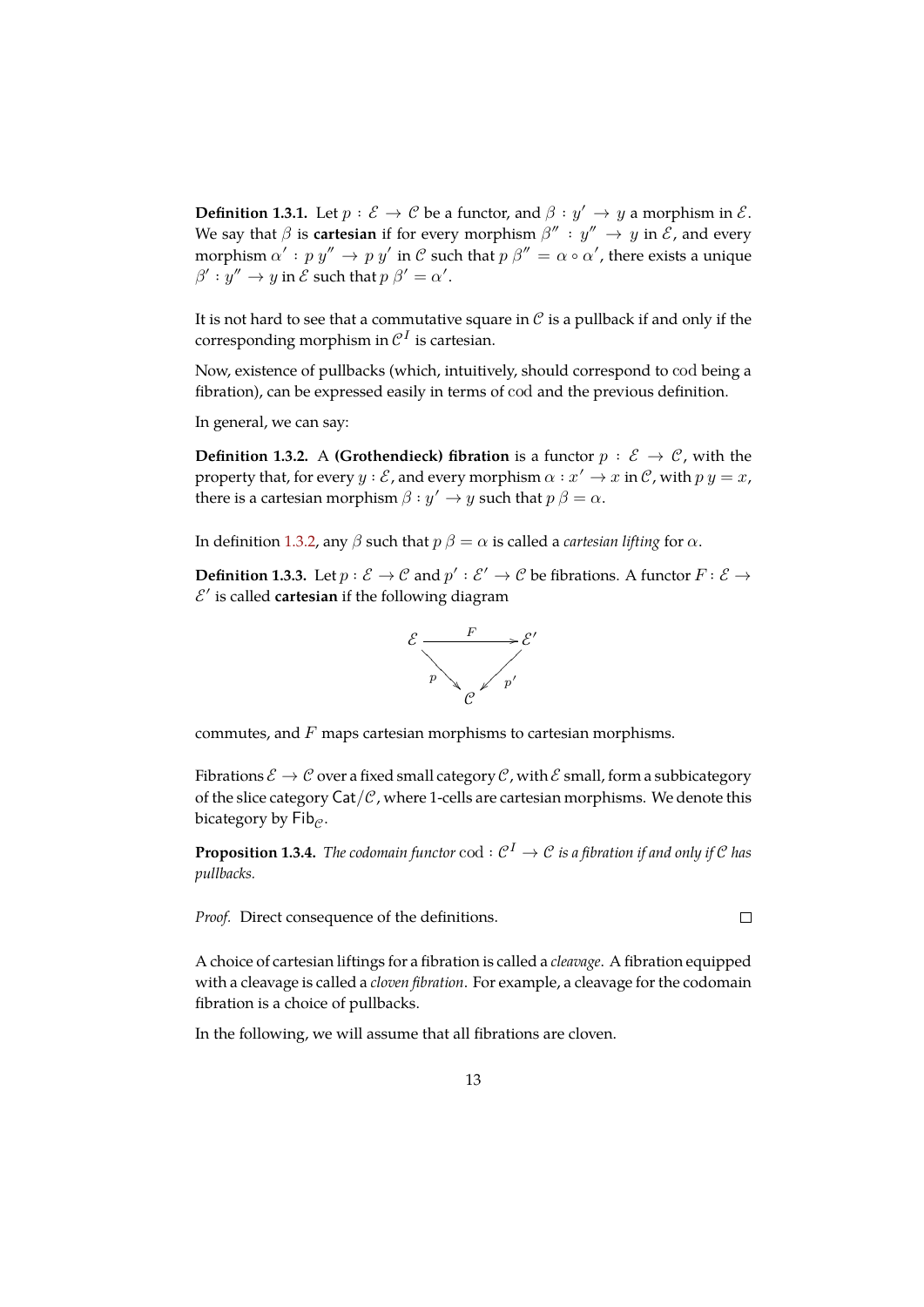**Definition 1.3.1.** Let $p : \mathcal{E} \to \mathcal{C}$ be a functor, and $\beta : y' \to y$ a morphism in $\mathcal{E}$. We say that $\beta$ is **cartesian** if for every morphism $\beta'' : y'' \to y$ in $\mathcal{E}$, and every morphism $\alpha' : p\,y'' \to p\,y'$ in $\mathcal{C}$ such that $p\,\beta'' = \alpha \circ \alpha'$, there exists a unique $\beta' : y'' \to y$ in $\mathcal{E}$ such that $p\,\beta' = \alpha'$.

It is not hard to see that a commutative square in $\mathcal{C}$ is a pullback if and only if the corresponding morphism in $\mathcal{C}^I$ is cartesian.

Now, existence of pullbacks (which, intuitively, should correspond to cod being a fibration), can be expressed easily in terms of cod and the previous definition.

In general, we can say:

**Definition 1.3.2.** A **(Grothendieck) fibration** is a functor $p : \mathcal{E} \to \mathcal{C}$, with the property that, for every $y : \mathcal{E}$, and every morphism $\alpha : x' \to x$ in $\mathcal{C}$, with $p\,y = x$, there is a cartesian morphism $\beta : y' \to y$ such that $p\,\beta = \alpha$.

In definition 1.3.2, any $\beta$ such that $p\,\beta = \alpha$ is called a *cartesian lifting* for $\alpha$.

**Definition 1.3.3.** Let $p : \mathcal{E} \to \mathcal{C}$ and $p' : \mathcal{E}' \to \mathcal{C}$ be fibrations. A functor $F : \mathcal{E} \to \mathcal{E}'$ is called **cartesian** if the following diagram

$$\begin{array}{ccc} \mathcal{E} & \xrightarrow{F} & \mathcal{E}' \\ & {\scriptstyle p}\searrow \quad \swarrow{\scriptstyle p'} & \\ & \mathcal{C} & \end{array}$$

commutes, and $F$ maps cartesian morphisms to cartesian morphisms.

Fibrations $\mathcal{E} \to \mathcal{C}$ over a fixed small category $\mathcal{C}$, with $\mathcal{E}$ small, form a subbicategory of the slice category $\mathsf{Cat}/\mathcal{C}$, where 1-cells are cartesian morphisms. We denote this bicategory by $\mathsf{Fib}_{\mathcal{C}}$.

**Proposition 1.3.4.** *The codomain functor* $\mathrm{cod} : \mathcal{C}^I \to \mathcal{C}$ *is a fibration if and only if* $\mathcal{C}$ *has pullbacks.*

*Proof.* Direct consequence of the definitions. □

A choice of cartesian liftings for a fibration is called a *cleavage*. A fibration equipped with a cleavage is called a *cloven fibration*. For example, a cleavage for the codomain fibration is a choice of pullbacks.

In the following, we will assume that all fibrations are cloven.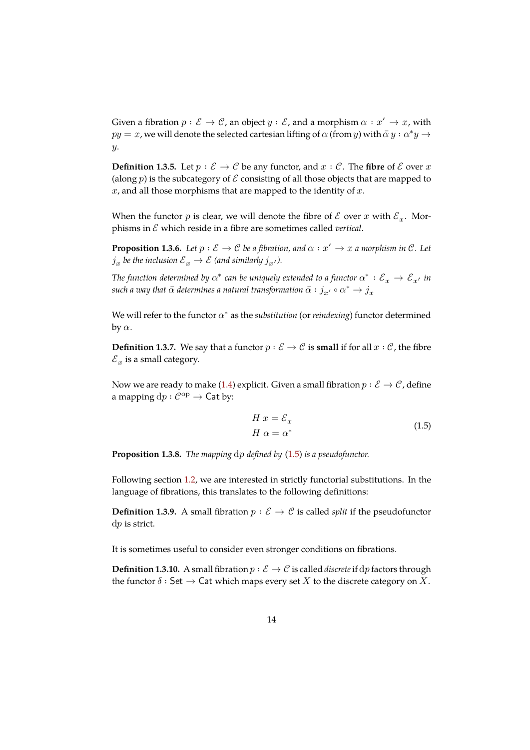Given a fibration $p : \mathcal{E} \to \mathcal{C}$, an object $y : \mathcal{E}$, and a morphism $\alpha : x' \to x$, with $py = x$, we will denote the selected cartesian lifting of $\alpha$ (from $y$) with $\bar{\alpha}\, y : \alpha^* y \to y$.

**Definition 1.3.5.** Let $p : \mathcal{E} \to \mathcal{C}$ be any functor, and $x : \mathcal{C}$. The **fibre** of $\mathcal{E}$ over $x$ (along $p$) is the subcategory of $\mathcal{E}$ consisting of all those objects that are mapped to $x$, and all those morphisms that are mapped to the identity of $x$.

When the functor $p$ is clear, we will denote the fibre of $\mathcal{E}$ over $x$ with $\mathcal{E}_x$. Morphisms in $\mathcal{E}$ which reside in a fibre are sometimes called *vertical*.

**Proposition 1.3.6.** *Let $p : \mathcal{E} \to \mathcal{C}$ be a fibration, and $\alpha : x' \to x$ a morphism in $\mathcal{C}$. Let $j_x$ be the inclusion $\mathcal{E}_x \to \mathcal{E}$ (and similarly $j_{x'}$).*

*The function determined by $\alpha^*$ can be uniquely extended to a functor $\alpha^* : \mathcal{E}_x \to \mathcal{E}_{x'}$ in such a way that $\bar{\alpha}$ determines a natural transformation $\bar{\alpha} : j_{x'} \circ \alpha^* \to j_x$*

We will refer to the functor $\alpha^*$ as the *substitution* (or *reindexing*) functor determined by $\alpha$.

**Definition 1.3.7.** We say that a functor $p : \mathcal{E} \to \mathcal{C}$ is **small** if for all $x : \mathcal{C}$, the fibre $\mathcal{E}_x$ is a small category.

Now we are ready to make (1.4) explicit. Given a small fibration $p : \mathcal{E} \to \mathcal{C}$, define a mapping $\mathrm{d}p : \mathcal{C}^{\mathrm{op}} \to \mathsf{Cat}$ by:

$$
\begin{aligned}
H\ x &= \mathcal{E}_x \\
H\ \alpha &= \alpha^*
\end{aligned}
\tag{1.5}
$$

**Proposition 1.3.8.** *The mapping $\mathrm{d}p$ defined by (1.5) is a pseudofunctor.*

Following section 1.2, we are interested in strictly functorial substitutions. In the language of fibrations, this translates to the following definitions:

**Definition 1.3.9.** A small fibration $p : \mathcal{E} \to \mathcal{C}$ is called *split* if the pseudofunctor $\mathrm{d}p$ is strict.

It is sometimes useful to consider even stronger conditions on fibrations.

**Definition 1.3.10.** A small fibration $p : \mathcal{E} \to \mathcal{C}$ is called *discrete* if $\mathrm{d}p$ factors through the functor $\delta : \mathsf{Set} \to \mathsf{Cat}$ which maps every set $X$ to the discrete category on $X$.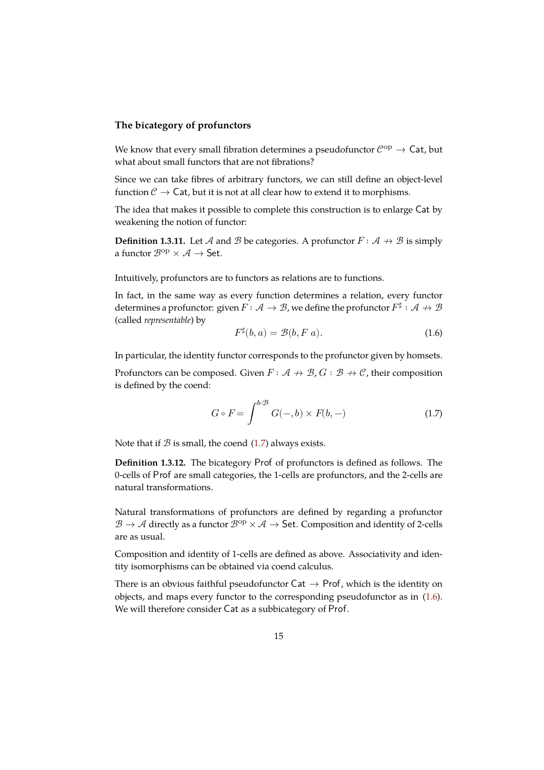### The bicategory of profunctors

We know that every small fibration determines a pseudofunctor $\mathcal{C}^{\text{op}} \to \mathsf{Cat}$, but what about small functors that are not fibrations?

Since we can take fibres of arbitrary functors, we can still define an object-level function $\mathcal{C} \to \mathsf{Cat}$, but it is not at all clear how to extend it to morphisms.

The idea that makes it possible to complete this construction is to enlarge $\mathsf{Cat}$ by weakening the notion of functor:

**Definition 1.3.11.** Let $\mathcal{A}$ and $\mathcal{B}$ be categories. A profunctor $F : \mathcal{A} \nrightarrow \mathcal{B}$ is simply a functor $\mathcal{B}^{\text{op}} \times \mathcal{A} \to \mathsf{Set}$.

Intuitively, profunctors are to functors as relations are to functions.

In fact, in the same way as every function determines a relation, every functor determines a profunctor: given $F : \mathcal{A} \to \mathcal{B}$, we define the profunctor $F^\sharp : \mathcal{A} \nrightarrow \mathcal{B}$ (called *representable*) by

$$F^\sharp(b, a) = \mathcal{B}(b, F\ a). \tag{1.6}$$

In particular, the identity functor corresponds to the profunctor given by homsets.

Profunctors can be composed. Given $F : \mathcal{A} \nrightarrow \mathcal{B}$, $G : \mathcal{B} \nrightarrow \mathcal{C}$, their composition is defined by the coend:

$$G \circ F = \int^{b:\mathcal{B}} G(-, b) \times F(b, -) \tag{1.7}$$

Note that if $\mathcal{B}$ is small, the coend (1.7) always exists.

**Definition 1.3.12.** The bicategory $\mathsf{Prof}$ of profunctors is defined as follows. The 0-cells of $\mathsf{Prof}$ are small categories, the 1-cells are profunctors, and the 2-cells are natural transformations.

Natural transformations of profunctors are defined by regarding a profunctor $\mathcal{B} \to \mathcal{A}$ directly as a functor $\mathcal{B}^{\text{op}} \times \mathcal{A} \to \mathsf{Set}$. Composition and identity of 2-cells are as usual.

Composition and identity of 1-cells are defined as above. Associativity and identity isomorphisms can be obtained via coend calculus.

There is an obvious faithful pseudofunctor $\mathsf{Cat} \to \mathsf{Prof}$, which is the identity on objects, and maps every functor to the corresponding pseudofunctor as in (1.6). We will therefore consider $\mathsf{Cat}$ as a subbicategory of $\mathsf{Prof}$.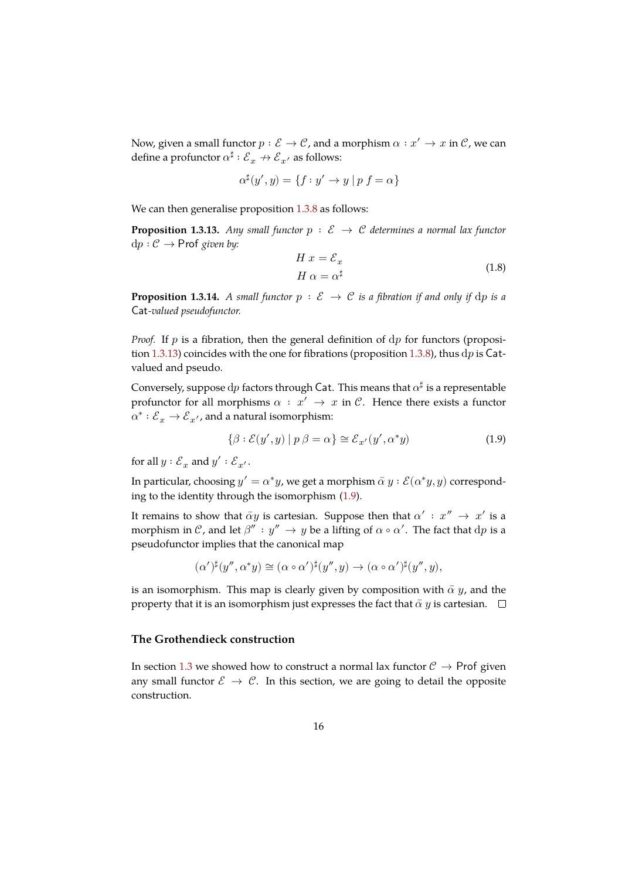Now, given a small functor $p : \mathcal{E} \to \mathcal{C}$, and a morphism $\alpha : x' \to x$ in $\mathcal{C}$, we can define a profunctor $\alpha^\sharp : \mathcal{E}_x \nrightarrow \mathcal{E}_{x'}$ as follows:

$$\alpha^\sharp(y', y) = \{f : y' \to y \mid p\ f = \alpha\}$$

We can then generalise proposition 1.3.8 as follows:

**Proposition 1.3.13.** *Any small functor $p : \mathcal{E} \to \mathcal{C}$ determines a normal lax functor $\mathrm{d}p : \mathcal{C} \to \mathsf{Prof}$ given by:*

$$\begin{aligned} H\ x &= \mathcal{E}_x \\ H\ \alpha &= \alpha^\sharp \end{aligned} \tag{1.8}$$

**Proposition 1.3.14.** *A small functor $p : \mathcal{E} \to \mathcal{C}$ is a fibration if and only if $\mathrm{d}p$ is a $\mathsf{Cat}$-valued pseudofunctor.*

*Proof.* If $p$ is a fibration, then the general definition of $\mathrm{d}p$ for functors (proposition 1.3.13) coincides with the one for fibrations (proposition 1.3.8), thus $\mathrm{d}p$ is $\mathsf{Cat}$-valued and pseudo.

Conversely, suppose $\mathrm{d}p$ factors through $\mathsf{Cat}$. This means that $\alpha^\sharp$ is a representable profunctor for all morphisms $\alpha : x' \to x$ in $\mathcal{C}$. Hence there exists a functor $\alpha^* : \mathcal{E}_x \to \mathcal{E}_{x'}$, and a natural isomorphism:

$$\{\beta : \mathcal{E}(y', y) \mid p\ \beta = \alpha\} \cong \mathcal{E}_{x'}(y', \alpha^* y) \tag{1.9}$$

for all $y : \mathcal{E}_x$ and $y' : \mathcal{E}_{x'}$.

In particular, choosing $y' = \alpha^* y$, we get a morphism $\bar{\alpha}\ y : \mathcal{E}(\alpha^* y, y)$ corresponding to the identity through the isomorphism (1.9).

It remains to show that $\bar{\alpha} y$ is cartesian. Suppose then that $\alpha' : x'' \to x'$ is a morphism in $\mathcal{C}$, and let $\beta'' : y'' \to y$ be a lifting of $\alpha \circ \alpha'$. The fact that $\mathrm{d}p$ is a pseudofunctor implies that the canonical map

$$(\alpha')^\sharp(y'', \alpha^* y) \cong (\alpha \circ \alpha')^\sharp(y'', y) \to (\alpha \circ \alpha')^\sharp(y'', y),$$

is an isomorphism. This map is clearly given by composition with $\bar{\alpha}\ y$, and the property that it is an isomorphism just expresses the fact that $\bar{\alpha}\ y$ is cartesian. $\square$

### The Grothendieck construction

In section 1.3 we showed how to construct a normal lax functor $\mathcal{C} \to \mathsf{Prof}$ given any small functor $\mathcal{E} \to \mathcal{C}$. In this section, we are going to detail the opposite construction.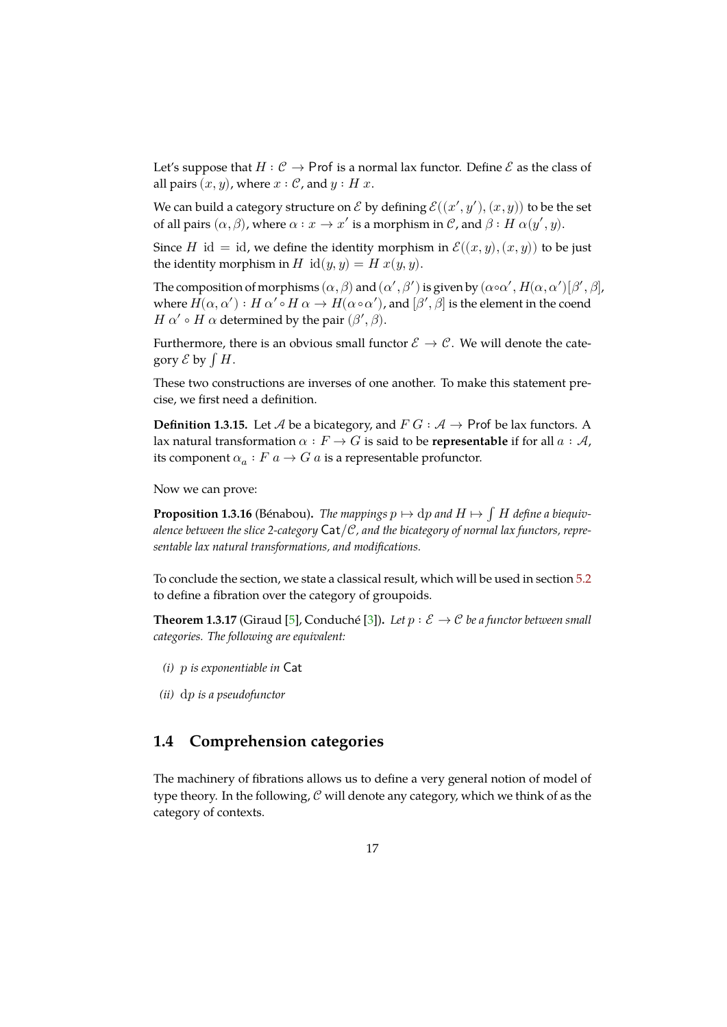Let's suppose that $H : \mathcal{C} \to \mathsf{Prof}$ is a normal lax functor. Define $\mathcal{E}$ as the class of all pairs $(x, y)$, where $x : \mathcal{C}$, and $y : H\ x$.

We can build a category structure on $\mathcal{E}$ by defining $\mathcal{E}((x', y'), (x, y))$ to be the set of all pairs $(\alpha, \beta)$, where $\alpha : x \to x'$ is a morphism in $\mathcal{C}$, and $\beta : H\ \alpha(y', y)$.

Since $H\ \mathrm{id} = \mathrm{id}$, we define the identity morphism in $\mathcal{E}((x, y), (x, y))$ to be just the identity morphism in $H\ \mathrm{id}(y, y) = H\ x(y, y)$.

The composition of morphisms $(\alpha, \beta)$ and $(\alpha', \beta')$ is given by $(\alpha \circ \alpha', H(\alpha, \alpha')[\beta', \beta]$, where $H(\alpha, \alpha') : H\ \alpha' \circ H\ \alpha \to H(\alpha \circ \alpha')$, and $[\beta', \beta]$ is the element in the coend $H\ \alpha' \circ H\ \alpha$ determined by the pair $(\beta', \beta)$.

Furthermore, there is an obvious small functor $\mathcal{E} \to \mathcal{C}$. We will denote the category $\mathcal{E}$ by $\int H$.

These two constructions are inverses of one another. To make this statement precise, we first need a definition.

**Definition 1.3.15.** Let $\mathcal{A}$ be a bicategory, and $F\ G : \mathcal{A} \to \mathsf{Prof}$ be lax functors. A lax natural transformation $\alpha : F \to G$ is said to be **representable** if for all $a : \mathcal{A}$, its component $\alpha_a : F\ a \to G\ a$ is a representable profunctor.

Now we can prove:

**Proposition 1.3.16** (Bénabou)**.** *The mappings $p \mapsto \mathrm{d}p$ and $H \mapsto \int H$ define a biequivalence between the slice 2-category $\mathsf{Cat}/\mathcal{C}$, and the bicategory of normal lax functors, representable lax natural transformations, and modifications.*

To conclude the section, we state a classical result, which will be used in section 5.2 to define a fibration over the category of groupoids.

**Theorem 1.3.17** (Giraud [5], Conduché [3])**.** *Let $p : \mathcal{E} \to \mathcal{C}$ be a functor between small categories. The following are equivalent:*

- *(i) $p$ is exponentiable in* $\mathsf{Cat}$
- *(ii) $\mathrm{d}p$ is a pseudofunctor*

## 1.4 Comprehension categories

The machinery of fibrations allows us to define a very general notion of model of type theory. In the following, $\mathcal{C}$ will denote any category, which we think of as the category of contexts.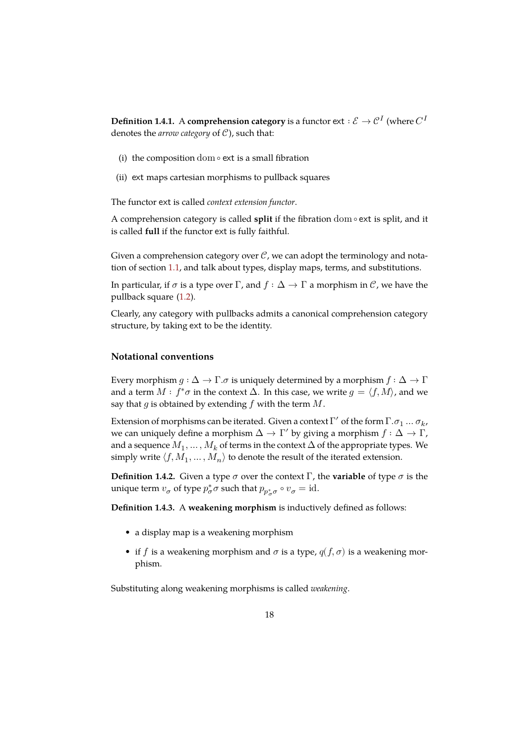**Definition 1.4.1.** A **comprehension category** is a functor $\mathsf{ext} : \mathcal{E} \to \mathcal{C}^I$ (where $C^I$ denotes the *arrow category* of $\mathcal{C}$), such that:

(i) the composition $\mathrm{dom} \circ \mathsf{ext}$ is a small fibration

(ii) $\mathsf{ext}$ maps cartesian morphisms to pullback squares

The functor $\mathsf{ext}$ is called *context extension functor*.

A comprehension category is called **split** if the fibration $\mathrm{dom} \circ \mathsf{ext}$ is split, and it is called **full** if the functor $\mathsf{ext}$ is fully faithful.

Given a comprehension category over $\mathcal{C}$, we can adopt the terminology and notation of section 1.1, and talk about types, display maps, terms, and substitutions.

In particular, if $\sigma$ is a type over $\Gamma$, and $f : \Delta \to \Gamma$ a morphism in $\mathcal{C}$, we have the pullback square (1.2).

Clearly, any category with pullbacks admits a canonical comprehension category structure, by taking $\mathsf{ext}$ to be the identity.

### Notational conventions

Every morphism $g : \Delta \to \Gamma.\sigma$ is uniquely determined by a morphism $f : \Delta \to \Gamma$ and a term $M : f^*\sigma$ in the context $\Delta$. In this case, we write $g = \langle f, M \rangle$, and we say that $g$ is obtained by extending $f$ with the term $M$.

Extension of morphisms can be iterated. Given a context $\Gamma'$ of the form $\Gamma.\sigma_1 \dots \sigma_k$, we can uniquely define a morphism $\Delta \to \Gamma'$ by giving a morphism $f : \Delta \to \Gamma$, and a sequence $M_1, \dots, M_k$ of terms in the context $\Delta$ of the appropriate types. We simply write $\langle f, M_1, \dots, M_n \rangle$ to denote the result of the iterated extension.

**Definition 1.4.2.** Given a type $\sigma$ over the context $\Gamma$, the **variable** of type $\sigma$ is the unique term $v_\sigma$ of type $p_\sigma^*\sigma$ such that $p_{p_\sigma^*\sigma} \circ v_\sigma = \mathrm{id}$.

**Definition 1.4.3.** A **weakening morphism** is inductively defined as follows:

- a display map is a weakening morphism
- if $f$ is a weakening morphism and $\sigma$ is a type, $q(f, \sigma)$ is a weakening morphism.

Substituting along weakening morphisms is called *weakening*.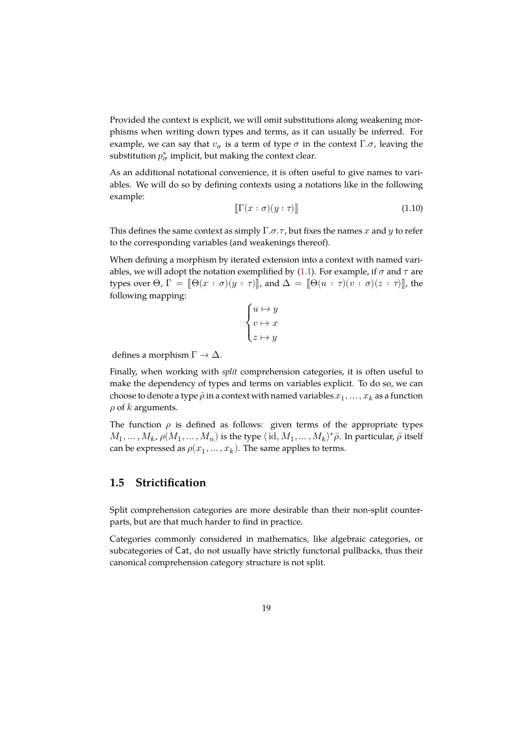Provided the context is explicit, we will omit substitutions along weakening morphisms when writing down types and terms, as it can usually be inferred. For example, we can say that $v_\sigma$ is a term of type $\sigma$ in the context $\Gamma.\sigma$, leaving the substitution $p_\sigma^*$ implicit, but making the context clear.

As an additional notational convenience, it is often useful to give names to variables. We will do so by defining contexts using a notations like in the following example:

$$[\![\Gamma(x : \sigma)(y : \tau)]\!] \tag{1.10}$$

This defines the same context as simply $\Gamma.\sigma.\tau$, but fixes the names $x$ and $y$ to refer to the corresponding variables (and weakenings thereof).

When defining a morphism by iterated extension into a context with named variables, we will adopt the notation exemplified by (1.1). For example, if $\sigma$ and $\tau$ are types over $\Theta$, $\Gamma = [\![\Theta(x : \sigma)(y : \tau)]\!]$, and $\Delta = [\![\Theta(u : \tau)(v : \sigma)(z : \tau)]\!]$, the following mapping:

$$\begin{cases} u \mapsto y \\ v \mapsto x \\ z \mapsto y \end{cases}$$

defines a morphism $\Gamma \to \Delta$.

Finally, when working with *split* comprehension categories, it is often useful to make the dependency of types and terms on variables explicit. To do so, we can choose to denote a type $\bar{\rho}$ in a context with named variables $x_1, \ldots, x_k$ as a function $\rho$ of $k$ arguments.

The function $\rho$ is defined as follows: given terms of the appropriate types $M_1, \ldots, M_k$, $\rho(M_1, \ldots, M_n)$ is the type $\langle \mathrm{id}, M_1, \ldots, M_k \rangle^* \bar{\rho}$. In particular, $\bar{\rho}$ itself can be expressed as $\rho(x_1, \ldots, x_k)$. The same applies to terms.

## 1.5 Strictification

Split comprehension categories are more desirable than their non-split counterparts, but are that much harder to find in practice.

Categories commonly considered in mathematics, like algebraic categories, or subcategories of $\mathsf{Cat}$, do not usually have strictly functorial pullbacks, thus their canonical comprehension category structure is not split.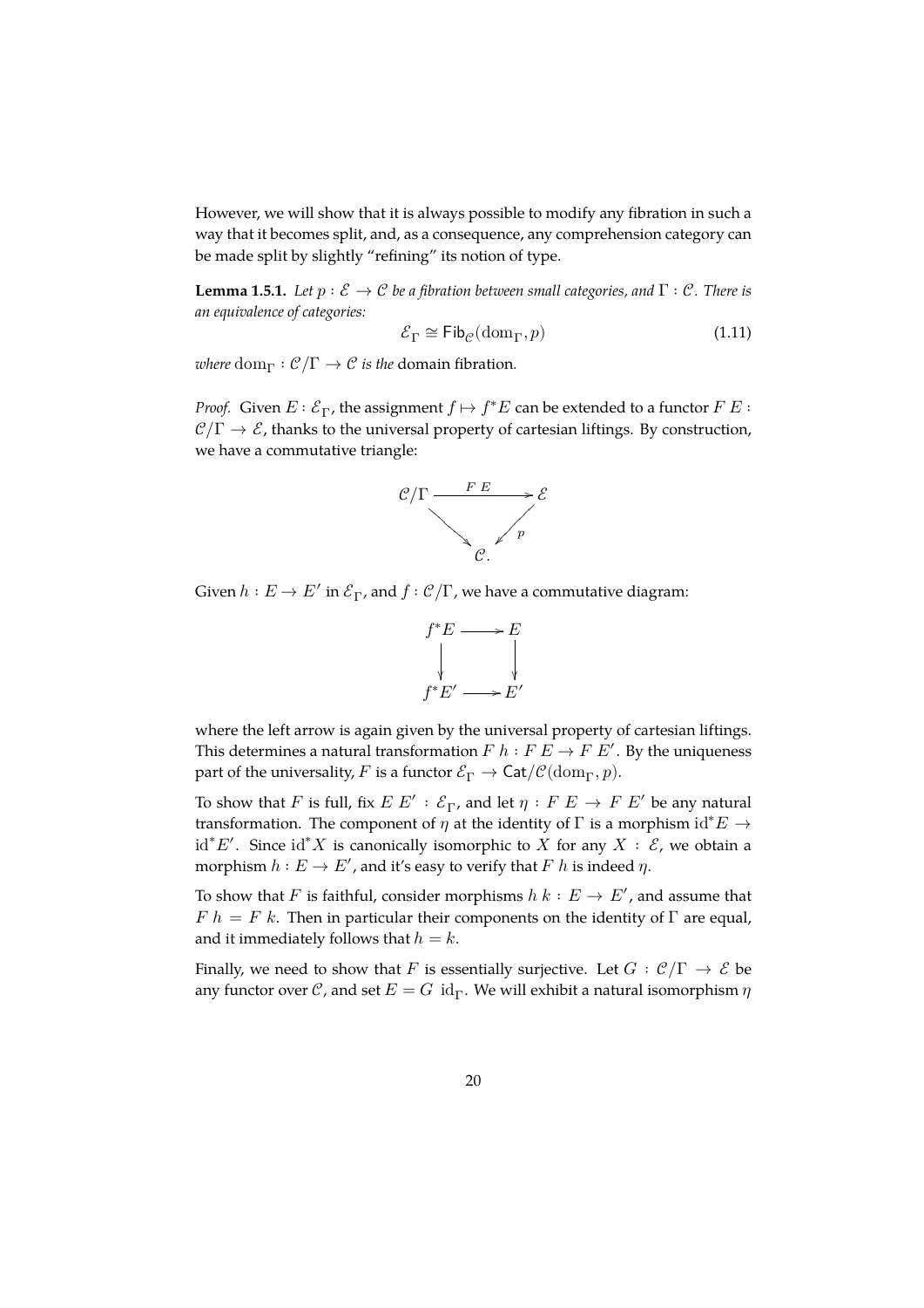However, we will show that it is always possible to modify any fibration in such a way that it becomes split, and, as a consequence, any comprehension category can be made split by slightly "refining" its notion of type.

**Lemma 1.5.1.** *Let $p : \mathcal{E} \to \mathcal{C}$ be a fibration between small categories, and $\Gamma : \mathcal{C}$. There is an equivalence of categories:*

$$\mathcal{E}_\Gamma \cong \mathsf{Fib}_\mathcal{C}(\mathrm{dom}_\Gamma, p) \tag{1.11}$$

*where $\mathrm{dom}_\Gamma : \mathcal{C}/\Gamma \to \mathcal{C}$ is the* domain fibration*.*

*Proof.* Given $E : \mathcal{E}_\Gamma$, the assignment $f \mapsto f^*E$ can be extended to a functor $F\ E : \mathcal{C}/\Gamma \to \mathcal{E}$, thanks to the universal property of cartesian liftings. By construction, we have a commutative triangle:

$$\begin{array}{ccc} \mathcal{C}/\Gamma & \xrightarrow{F\ E} & \mathcal{E} \\ & \searrow \quad \swarrow_{p} & \\ & \mathcal{C}. & \end{array}$$

Given $h : E \to E'$ in $\mathcal{E}_\Gamma$, and $f : \mathcal{C}/\Gamma$, we have a commutative diagram:

$$\begin{array}{ccc} f^*E & \longrightarrow & E \\ \downarrow & & \downarrow \\ f^*E' & \longrightarrow & E' \end{array}$$

where the left arrow is again given by the universal property of cartesian liftings. This determines a natural transformation $F\ h : F\ E \to F\ E'$. By the uniqueness part of the universality, $F$ is a functor $\mathcal{E}_\Gamma \to \mathsf{Cat}/\mathcal{C}(\mathrm{dom}_\Gamma, p)$.

To show that $F$ is full, fix $E\ E' : \mathcal{E}_\Gamma$, and let $\eta : F\ E \to F\ E'$ be any natural transformation. The component of $\eta$ at the identity of $\Gamma$ is a morphism $\mathrm{id}^*E \to \mathrm{id}^*E'$. Since $\mathrm{id}^*X$ is canonically isomorphic to $X$ for any $X : \mathcal{E}$, we obtain a morphism $h : E \to E'$, and it's easy to verify that $F\ h$ is indeed $\eta$.

To show that $F$ is faithful, consider morphisms $h\ k : E \to E'$, and assume that $F\ h = F\ k$. Then in particular their components on the identity of $\Gamma$ are equal, and it immediately follows that $h = k$.

Finally, we need to show that $F$ is essentially surjective. Let $G : \mathcal{C}/\Gamma \to \mathcal{E}$ be any functor over $\mathcal{C}$, and set $E = G\ \mathrm{id}_\Gamma$. We will exhibit a natural isomorphism $\eta$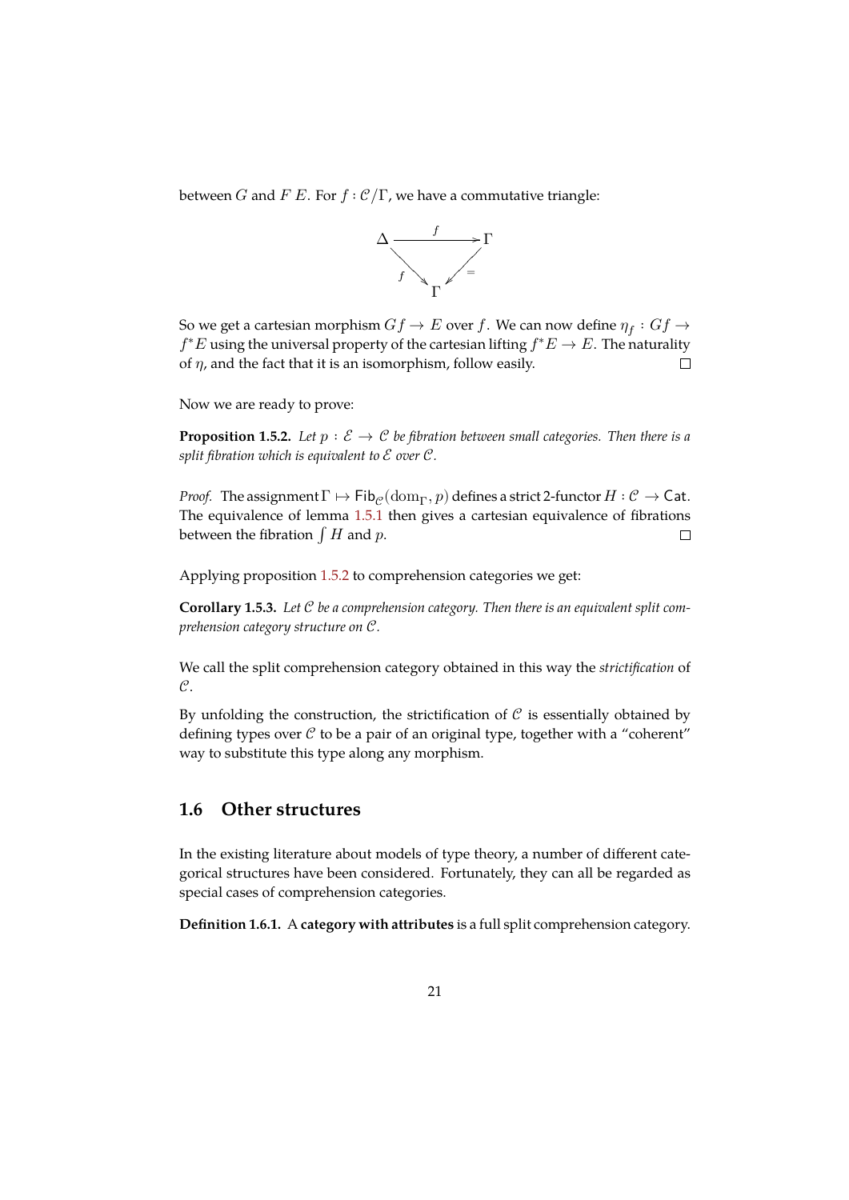between $G$ and $F\,E$. For $f : \mathcal{C}/\Gamma$, we have a commutative triangle:

$$\begin{array}{ccc} \Delta & \xrightarrow{f} & \Gamma \\ & {\scriptstyle f}\searrow \quad \swarrow{\scriptstyle =} & \\ & \Gamma & \end{array}$$

So we get a cartesian morphism $Gf \to E$ over $f$. We can now define $\eta_f : Gf \to f^*E$ using the universal property of the cartesian lifting $f^*E \to E$. The naturality of $\eta$, and the fact that it is an isomorphism, follow easily. $\square$

Now we are ready to prove:

**Proposition 1.5.2.** *Let $p : \mathcal{E} \to \mathcal{C}$ be fibration between small categories. Then there is a split fibration which is equivalent to $\mathcal{E}$ over $\mathcal{C}$.*

*Proof.* The assignment $\Gamma \mapsto \mathsf{Fib}_{\mathcal{C}}(\mathrm{dom}_\Gamma, p)$ defines a strict 2-functor $H : \mathcal{C} \to \mathsf{Cat}$. The equivalence of lemma 1.5.1 then gives a cartesian equivalence of fibrations between the fibration $\int H$ and $p$. $\square$

Applying proposition 1.5.2 to comprehension categories we get:

**Corollary 1.5.3.** *Let $\mathcal{C}$ be a comprehension category. Then there is an equivalent split comprehension category structure on $\mathcal{C}$.*

We call the split comprehension category obtained in this way the *strictification* of $\mathcal{C}$.

By unfolding the construction, the strictification of $\mathcal{C}$ is essentially obtained by defining types over $\mathcal{C}$ to be a pair of an original type, together with a "coherent" way to substitute this type along any morphism.

## 1.6 Other structures

In the existing literature about models of type theory, a number of different categorical structures have been considered. Fortunately, they can all be regarded as special cases of comprehension categories.

**Definition 1.6.1.** A **category with attributes** is a full split comprehension category.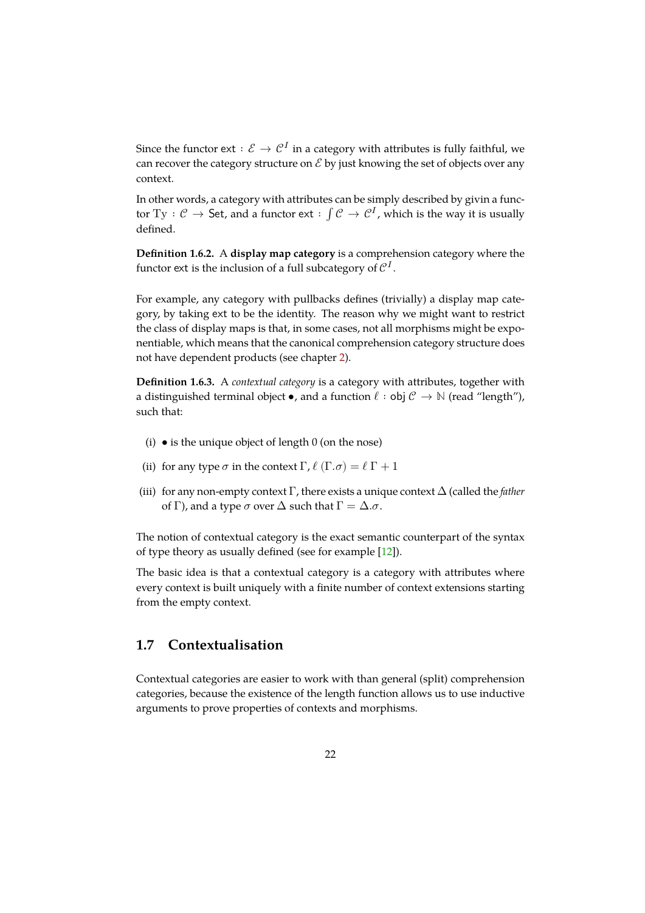Since the functor $\mathsf{ext} : \mathcal{E} \to \mathcal{C}^I$ in a category with attributes is fully faithful, we can recover the category structure on $\mathcal{E}$ by just knowing the set of objects over any context.

In other words, a category with attributes can be simply described by givin a functor $\mathrm{Ty} : \mathcal{C} \to \mathsf{Set}$, and a functor $\mathsf{ext} : \int \mathcal{C} \to \mathcal{C}^I$, which is the way it is usually defined.

**Definition 1.6.2.** A **display map category** is a comprehension category where the functor $\mathsf{ext}$ is the inclusion of a full subcategory of $\mathcal{C}^I$.

For example, any category with pullbacks defines (trivially) a display map category, by taking $\mathsf{ext}$ to be the identity. The reason why we might want to restrict the class of display maps is that, in some cases, not all morphisms might be exponentiable, which means that the canonical comprehension category structure does not have dependent products (see chapter 2).

**Definition 1.6.3.** A *contextual category* is a category with attributes, together with a distinguished terminal object $\bullet$, and a function $\ell : \mathsf{obj}\,\mathcal{C} \to \mathbb{N}$ (read "length"), such that:

(i) $\bullet$ is the unique object of length $0$ (on the nose)

(ii) for any type $\sigma$ in the context $\Gamma$, $\ell\,(\Gamma.\sigma) = \ell\,\Gamma + 1$

(iii) for any non-empty context $\Gamma$, there exists a unique context $\Delta$ (called the *father* of $\Gamma$), and a type $\sigma$ over $\Delta$ such that $\Gamma = \Delta.\sigma$.

The notion of contextual category is the exact semantic counterpart of the syntax of type theory as usually defined (see for example [12]).

The basic idea is that a contextual category is a category with attributes where every context is built uniquely with a finite number of context extensions starting from the empty context.

## 1.7 Contextualisation

Contextual categories are easier to work with than general (split) comprehension categories, because the existence of the length function allows us to use inductive arguments to prove properties of contexts and morphisms.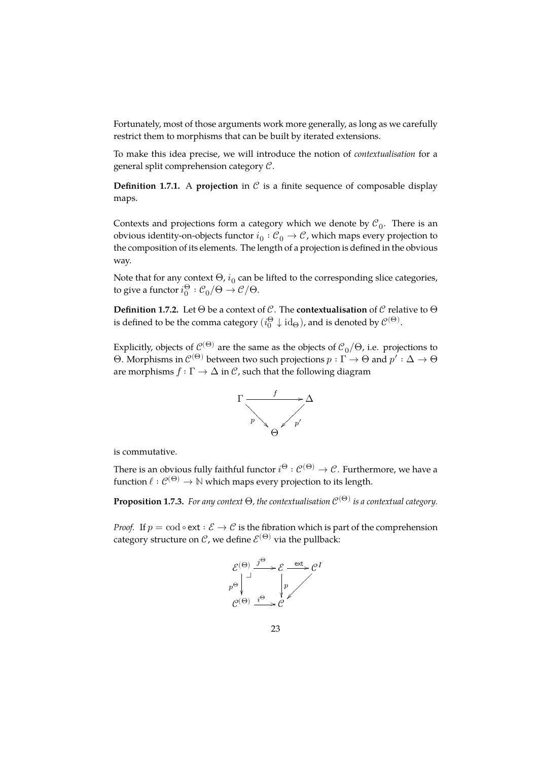Fortunately, most of those arguments work more generally, as long as we carefully restrict them to morphisms that can be built by iterated extensions.

To make this idea precise, we will introduce the notion of *contextualisation* for a general split comprehension category $\mathcal{C}$.

**Definition 1.7.1.** A **projection** in $\mathcal{C}$ is a finite sequence of composable display maps.

Contexts and projections form a category which we denote by $\mathcal{C}_0$. There is an obvious identity-on-objects functor $i_0 : \mathcal{C}_0 \to \mathcal{C}$, which maps every projection to the composition of its elements. The length of a projection is defined in the obvious way.

Note that for any context $\Theta$, $i_0$ can be lifted to the corresponding slice categories, to give a functor $i_0^\Theta : \mathcal{C}_0/\Theta \to \mathcal{C}/\Theta$.

**Definition 1.7.2.** Let $\Theta$ be a context of $\mathcal{C}$. The **contextualisation** of $\mathcal{C}$ relative to $\Theta$ is defined to be the comma category $(i_0^\Theta \downarrow \mathrm{id}_\Theta)$, and is denoted by $\mathcal{C}^{(\Theta)}$.

Explicitly, objects of $\mathcal{C}^{(\Theta)}$ are the same as the objects of $\mathcal{C}_0/\Theta$, i.e. projections to $\Theta$. Morphisms in $\mathcal{C}^{(\Theta)}$ between two such projections $p : \Gamma \to \Theta$ and $p' : \Delta \to \Theta$ are morphisms $f : \Gamma \to \Delta$ in $\mathcal{C}$, such that the following diagram

$$
\begin{array}{ccc}
\Gamma & \xrightarrow{\quad f \quad} & \Delta \\
& {\scriptstyle p} \searrow \quad \swarrow {\scriptstyle p'} & \\
& \Theta &
\end{array}
$$

is commutative.

There is an obvious fully faithful functor $i^\Theta : \mathcal{C}^{(\Theta)} \to \mathcal{C}$. Furthermore, we have a function $\ell : \mathcal{C}^{(\Theta)} \to \mathbb{N}$ which maps every projection to its length.

**Proposition 1.7.3.** *For any context $\Theta$, the contextualisation $\mathcal{C}^{(\Theta)}$ is a contextual category.*

*Proof.* If $p = \mathrm{cod} \circ \mathsf{ext} : \mathcal{E} \to \mathcal{C}$ is the fibration which is part of the comprehension category structure on $\mathcal{C}$, we define $\mathcal{E}^{(\Theta)}$ via the pullback:

$$
\begin{array}{ccccc}
\mathcal{E}^{(\Theta)} & \xrightarrow{j^\Theta} & \mathcal{E} & \xrightarrow{\mathsf{ext}} & \mathcal{C}^I \\
{\scriptstyle p^\Theta} \downarrow & \lrcorner & \downarrow {\scriptstyle p} & \swarrow & \\
\mathcal{C}^{(\Theta)} & \xrightarrow{i^\Theta} & \mathcal{C} & &
\end{array}
$$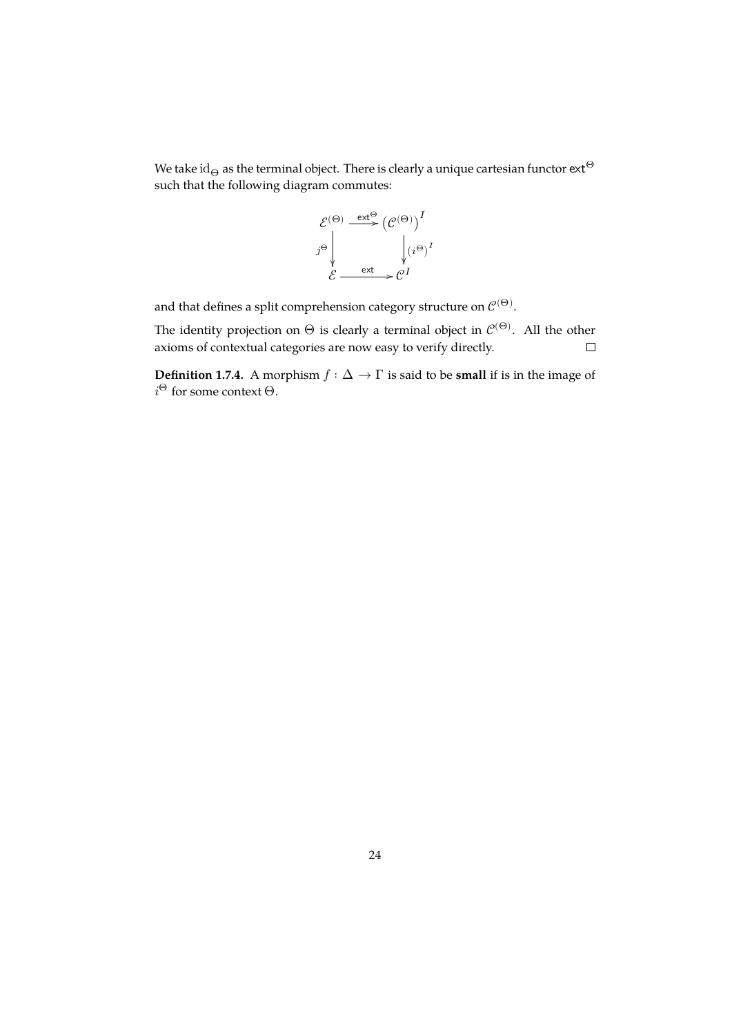We take $\mathrm{id}_\Theta$ as the terminal object. There is clearly a unique cartesian functor $\mathsf{ext}^\Theta$ such that the following diagram commutes:

$$
\begin{array}{ccc}
\mathcal{E}^{(\Theta)} & \xrightarrow{\mathsf{ext}^\Theta} & \left(\mathcal{C}^{(\Theta)}\right)^I \\
{\scriptstyle j^\Theta}\big\downarrow & & \big\downarrow{\scriptstyle \left(i^\Theta\right)^I} \\
\mathcal{E} & \xrightarrow{\mathsf{ext}} & \mathcal{C}^I
\end{array}
$$

and that defines a split comprehension category structure on $\mathcal{C}^{(\Theta)}$.

The identity projection on $\Theta$ is clearly a terminal object in $\mathcal{C}^{(\Theta)}$. All the other axioms of contextual categories are now easy to verify directly. $\square$

**Definition 1.7.4.** A morphism $f : \Delta \to \Gamma$ is said to be **small** if is in the image of $i^\Theta$ for some context $\Theta$.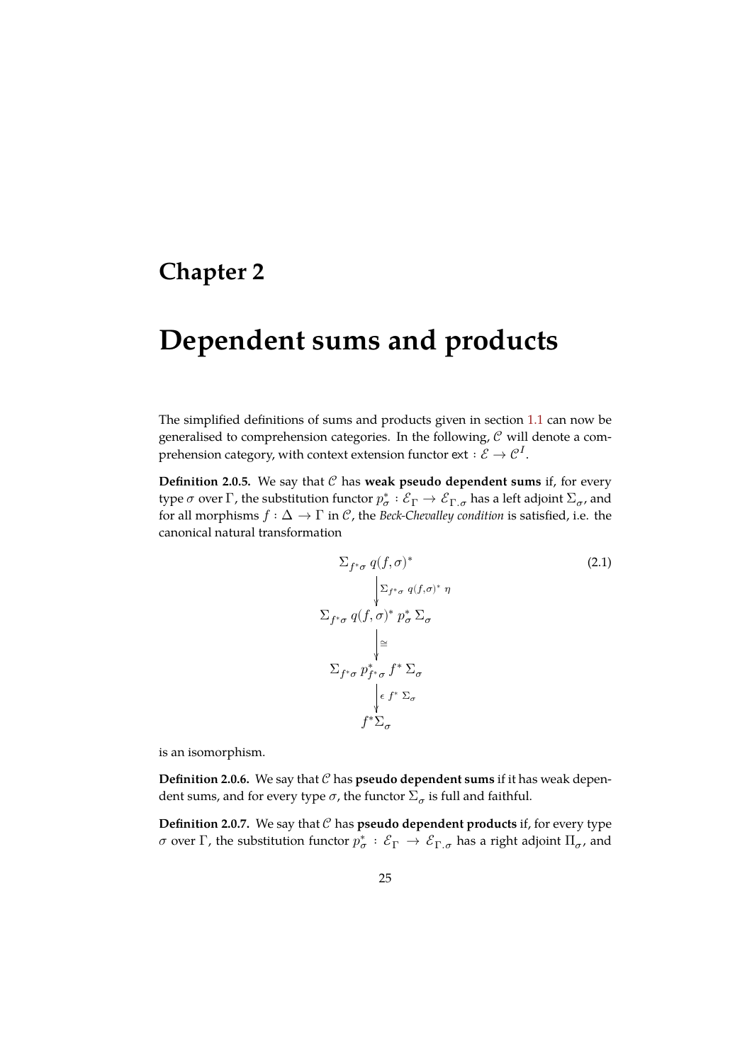# Chapter 2

# Dependent sums and products

The simplified definitions of sums and products given in section 1.1 can now be generalised to comprehension categories. In the following, $\mathcal{C}$ will denote a comprehension category, with context extension functor $\mathsf{ext} : \mathcal{E} \to \mathcal{C}^I$.

**Definition 2.0.5.** We say that $\mathcal{C}$ has **weak pseudo dependent sums** if, for every type $\sigma$ over $\Gamma$, the substitution functor $p_\sigma^* : \mathcal{E}_\Gamma \to \mathcal{E}_{\Gamma.\sigma}$ has a left adjoint $\Sigma_\sigma$, and for all morphisms $f : \Delta \to \Gamma$ in $\mathcal{C}$, the *Beck-Chevalley condition* is satisfied, i.e. the canonical natural transformation

$$
\begin{array}{c}
\Sigma_{f^*\sigma}\, q(f,\sigma)^* \\
\Big\downarrow{\scriptstyle \Sigma_{f^*\sigma}\, q(f,\sigma)^*\, \eta} \\
\Sigma_{f^*\sigma}\, q(f,\sigma)^*\, p_\sigma^*\, \Sigma_\sigma \\
\Big\downarrow{\scriptstyle \cong} \\
\Sigma_{f^*\sigma}\, p_{f^*\sigma}^*\, f^*\, \Sigma_\sigma \\
\Big\downarrow{\scriptstyle \epsilon\, f^*\, \Sigma_\sigma} \\
f^*\Sigma_\sigma
\end{array}
\tag{2.1}
$$

is an isomorphism.

**Definition 2.0.6.** We say that $\mathcal{C}$ has **pseudo dependent sums** if it has weak dependent sums, and for every type $\sigma$, the functor $\Sigma_\sigma$ is full and faithful.

**Definition 2.0.7.** We say that $\mathcal{C}$ has **pseudo dependent products** if, for every type $\sigma$ over $\Gamma$, the substitution functor $p_\sigma^* : \mathcal{E}_\Gamma \to \mathcal{E}_{\Gamma.\sigma}$ has a right adjoint $\Pi_\sigma$, and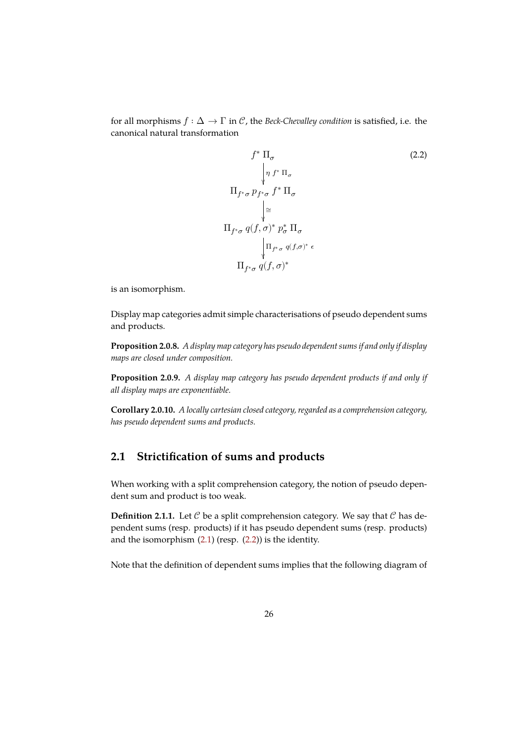for all morphisms $f : \Delta \to \Gamma$ in $\mathcal{C}$, the *Beck-Chevalley condition* is satisfied, i.e. the canonical natural transformation

$$
\begin{array}{c}
f^* \, \Pi_\sigma \\
\Big\downarrow {\scriptstyle \eta \; f^* \, \Pi_\sigma} \\
\Pi_{f^*\sigma} \, p_{f^*\sigma} \, f^* \, \Pi_\sigma \\
\Big\downarrow {\scriptstyle \cong} \\
\Pi_{f^*\sigma} \, q(f,\sigma)^* \, p_\sigma^* \, \Pi_\sigma \\
\Big\downarrow {\scriptstyle \Pi_{f^*\sigma} \; q(f,\sigma)^* \; \epsilon} \\
\Pi_{f^*\sigma} \, q(f,\sigma)^*
\end{array}
\tag{2.2}
$$

is an isomorphism.

Display map categories admit simple characterisations of pseudo dependent sums and products.

**Proposition 2.0.8.** *A display map category has pseudo dependent sums if and only if display maps are closed under composition.*

**Proposition 2.0.9.** *A display map category has pseudo dependent products if and only if all display maps are exponentiable.*

**Corollary 2.0.10.** *A locally cartesian closed category, regarded as a comprehension category, has pseudo dependent sums and products.*

## 2.1 Strictification of sums and products

When working with a split comprehension category, the notion of pseudo dependent sum and product is too weak.

**Definition 2.1.1.** Let $\mathcal{C}$ be a split comprehension category. We say that $\mathcal{C}$ has dependent sums (resp. products) if it has pseudo dependent sums (resp. products) and the isomorphism (2.1) (resp. (2.2)) is the identity.

Note that the definition of dependent sums implies that the following diagram of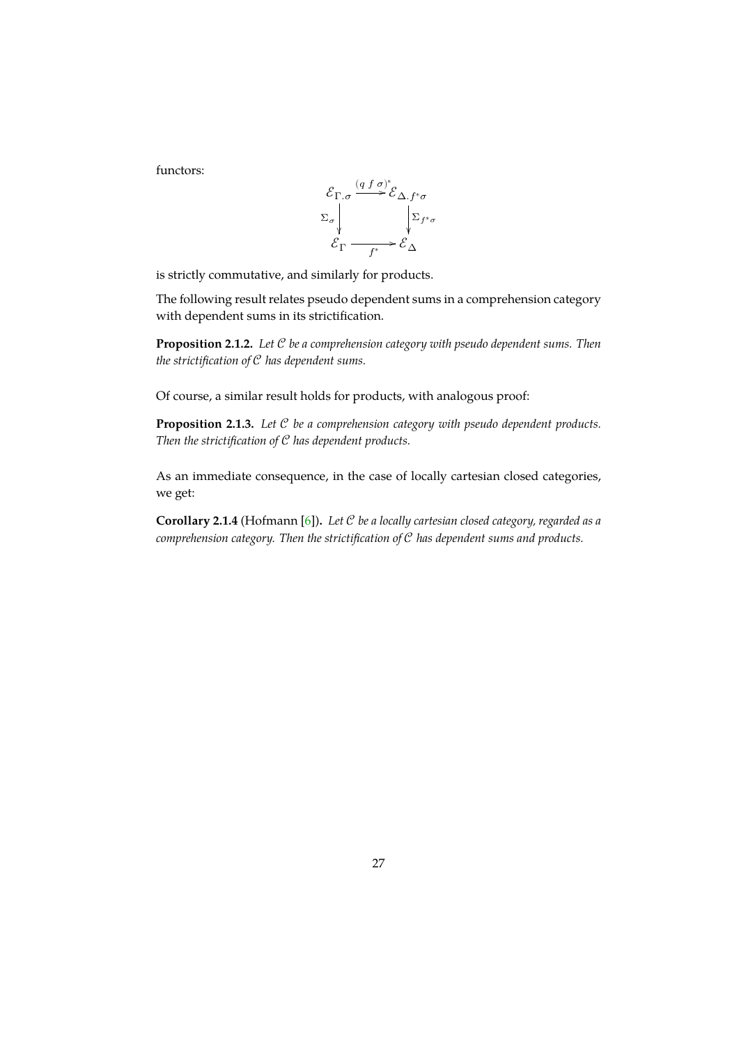functors:

$$\begin{array}{ccc}
\mathcal{E}_{\Gamma.\sigma} & \xrightarrow{(q\ f\ \sigma)^*} & \mathcal{E}_{\Delta.f^*\sigma} \\
{\scriptstyle \Sigma_\sigma}\downarrow & & \downarrow{\scriptstyle \Sigma_{f^*\sigma}} \\
\mathcal{E}_\Gamma & \xrightarrow[f^*]{} & \mathcal{E}_\Delta
\end{array}$$

is strictly commutative, and similarly for products.

The following result relates pseudo dependent sums in a comprehension category with dependent sums in its strictification.

**Proposition 2.1.2.** *Let $\mathcal{C}$ be a comprehension category with pseudo dependent sums. Then the strictification of $\mathcal{C}$ has dependent sums.*

Of course, a similar result holds for products, with analogous proof:

**Proposition 2.1.3.** *Let $\mathcal{C}$ be a comprehension category with pseudo dependent products. Then the strictification of $\mathcal{C}$ has dependent products.*

As an immediate consequence, in the case of locally cartesian closed categories, we get:

**Corollary 2.1.4** (Hofmann [6])**.** *Let $\mathcal{C}$ be a locally cartesian closed category, regarded as a comprehension category. Then the strictification of $\mathcal{C}$ has dependent sums and products.*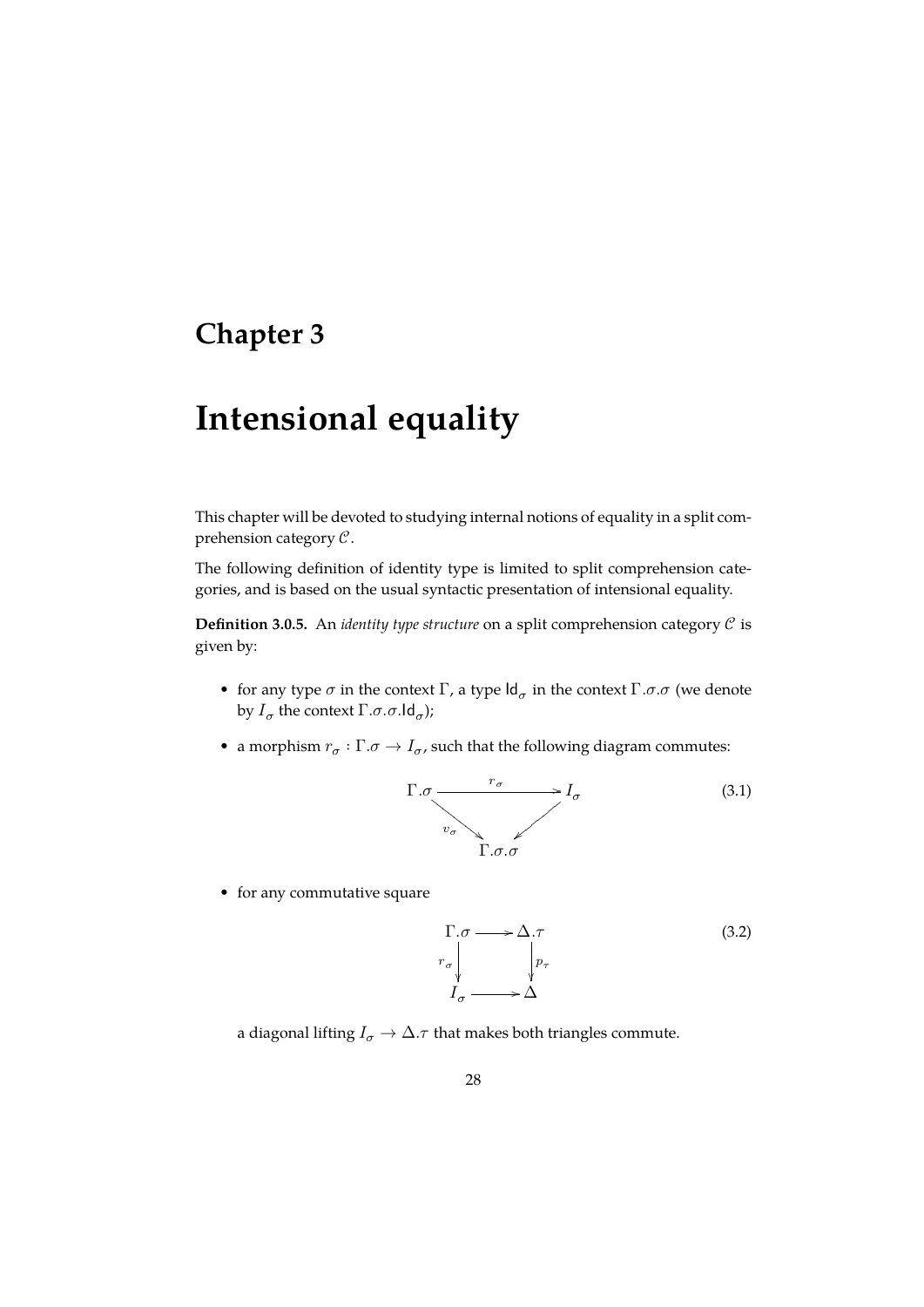# Chapter 3

# Intensional equality

This chapter will be devoted to studying internal notions of equality in a split comprehension category $\mathcal{C}$.

The following definition of identity type is limited to split comprehension categories, and is based on the usual syntactic presentation of intensional equality.

**Definition 3.0.5.** An *identity type structure* on a split comprehension category $\mathcal{C}$ is given by:

- for any type $\sigma$ in the context $\Gamma$, a type $\mathsf{Id}_\sigma$ in the context $\Gamma.\sigma.\sigma$ (we denote by $I_\sigma$ the context $\Gamma.\sigma.\sigma.\mathsf{Id}_\sigma$);
- a morphism $r_\sigma : \Gamma.\sigma \to I_\sigma$, such that the following diagram commutes:

$$\begin{array}{ccc} \Gamma.\sigma & \xrightarrow{r_\sigma} & I_\sigma \\ & {\scriptstyle v_\sigma} \searrow \quad \swarrow & \\ & \Gamma.\sigma.\sigma & \end{array} \tag{3.1}$$

- for any commutative square

$$\begin{array}{ccc} \Gamma.\sigma & \longrightarrow & \Delta.\tau \\ {\scriptstyle r_\sigma}\downarrow & & \downarrow{\scriptstyle p_\tau} \\ I_\sigma & \longrightarrow & \Delta \end{array} \tag{3.2}$$

a diagonal lifting $I_\sigma \to \Delta.\tau$ that makes both triangles commute.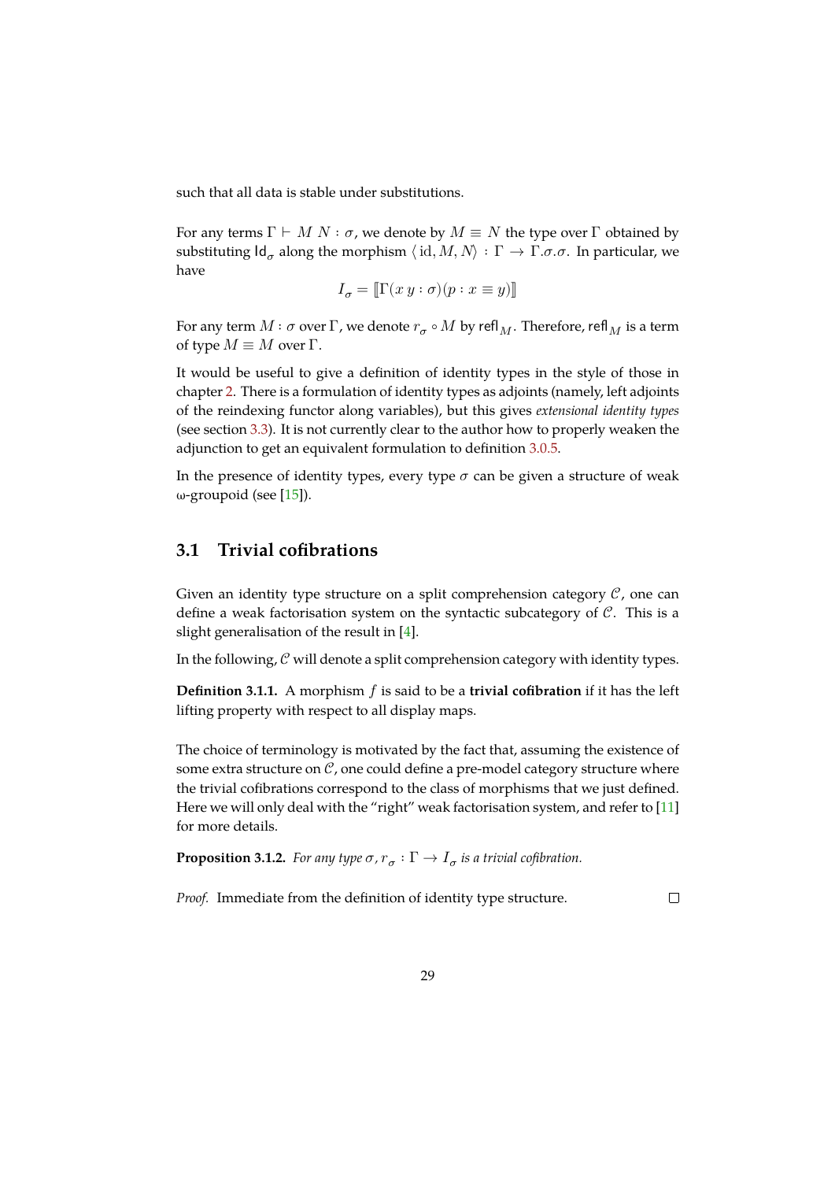such that all data is stable under substitutions.

For any terms $\Gamma \vdash M\ N : \sigma$, we denote by $M \equiv N$ the type over $\Gamma$ obtained by substituting $\mathsf{Id}_\sigma$ along the morphism $\langle \mathrm{id}, M, N \rangle : \Gamma \to \Gamma.\sigma.\sigma$. In particular, we have

$$I_\sigma = [\![\Gamma(x\ y : \sigma)(p : x \equiv y)]\!]$$

For any term $M : \sigma$ over $\Gamma$, we denote $r_\sigma \circ M$ by $\mathsf{refl}_M$. Therefore, $\mathsf{refl}_M$ is a term of type $M \equiv M$ over $\Gamma$.

It would be useful to give a definition of identity types in the style of those in chapter 2. There is a formulation of identity types as adjoints (namely, left adjoints of the reindexing functor along variables), but this gives *extensional identity types* (see section 3.3). It is not currently clear to the author how to properly weaken the adjunction to get an equivalent formulation to definition 3.0.5.

In the presence of identity types, every type $\sigma$ can be given a structure of weak ω-groupoid (see [15]).

## 3.1 Trivial cofibrations

Given an identity type structure on a split comprehension category $\mathcal{C}$, one can define a weak factorisation system on the syntactic subcategory of $\mathcal{C}$. This is a slight generalisation of the result in [4].

In the following, $\mathcal{C}$ will denote a split comprehension category with identity types.

**Definition 3.1.1.** A morphism $f$ is said to be a **trivial cofibration** if it has the left lifting property with respect to all display maps.

The choice of terminology is motivated by the fact that, assuming the existence of some extra structure on $\mathcal{C}$, one could define a pre-model category structure where the trivial cofibrations correspond to the class of morphisms that we just defined. Here we will only deal with the "right" weak factorisation system, and refer to [11] for more details.

**Proposition 3.1.2.** *For any type $\sigma$, $r_\sigma : \Gamma \to I_\sigma$ is a trivial cofibration.*

*Proof.* Immediate from the definition of identity type structure. □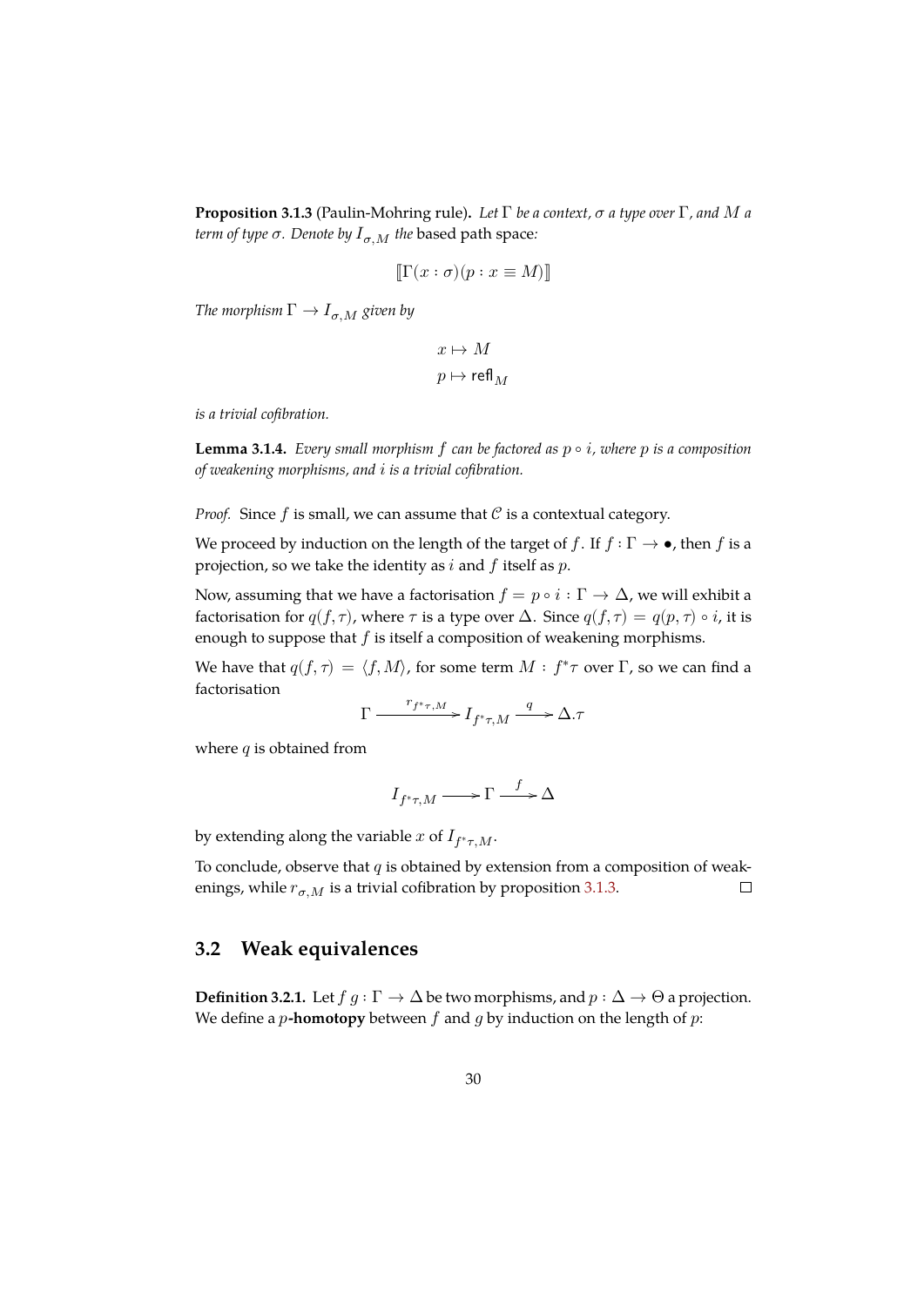**Proposition 3.1.3** (Paulin-Mohring rule)**.** *Let $\Gamma$ be a context, $\sigma$ a type over $\Gamma$, and $M$ a term of type $\sigma$. Denote by $I_{\sigma,M}$ the* based path space*:*

$$[\![\Gamma(x : \sigma)(p : x \equiv M)]\!]$$

*The morphism $\Gamma \to I_{\sigma,M}$ given by*

$$x \mapsto M$$
$$p \mapsto \mathsf{refl}_M$$

*is a trivial cofibration.*

**Lemma 3.1.4.** *Every small morphism $f$ can be factored as $p \circ i$, where $p$ is a composition of weakening morphisms, and $i$ is a trivial cofibration.*

*Proof.* Since $f$ is small, we can assume that $\mathcal{C}$ is a contextual category.

We proceed by induction on the length of the target of $f$. If $f : \Gamma \to \bullet$, then $f$ is a projection, so we take the identity as $i$ and $f$ itself as $p$.

Now, assuming that we have a factorisation $f = p \circ i : \Gamma \to \Delta$, we will exhibit a factorisation for $q(f, \tau)$, where $\tau$ is a type over $\Delta$. Since $q(f, \tau) = q(p, \tau) \circ i$, it is enough to suppose that $f$ is itself a composition of weakening morphisms.

We have that $q(f, \tau) = \langle f, M \rangle$, for some term $M : f^*\tau$ over $\Gamma$, so we can find a factorisation

$$\Gamma \xrightarrow{r_{f^*\tau,M}} I_{f^*\tau,M} \xrightarrow{q} \Delta.\tau$$

where $q$ is obtained from

$$I_{f^*\tau,M} \longrightarrow \Gamma \xrightarrow{f} \Delta$$

by extending along the variable $x$ of $I_{f^*\tau,M}$.

To conclude, observe that $q$ is obtained by extension from a composition of weakenings, while $r_{\sigma,M}$ is a trivial cofibration by proposition 3.1.3. ∎

## 3.2 Weak equivalences

**Definition 3.2.1.** Let $f\ g : \Gamma \to \Delta$ be two morphisms, and $p : \Delta \to \Theta$ a projection. We define a $p$**-homotopy** between $f$ and $g$ by induction on the length of $p$: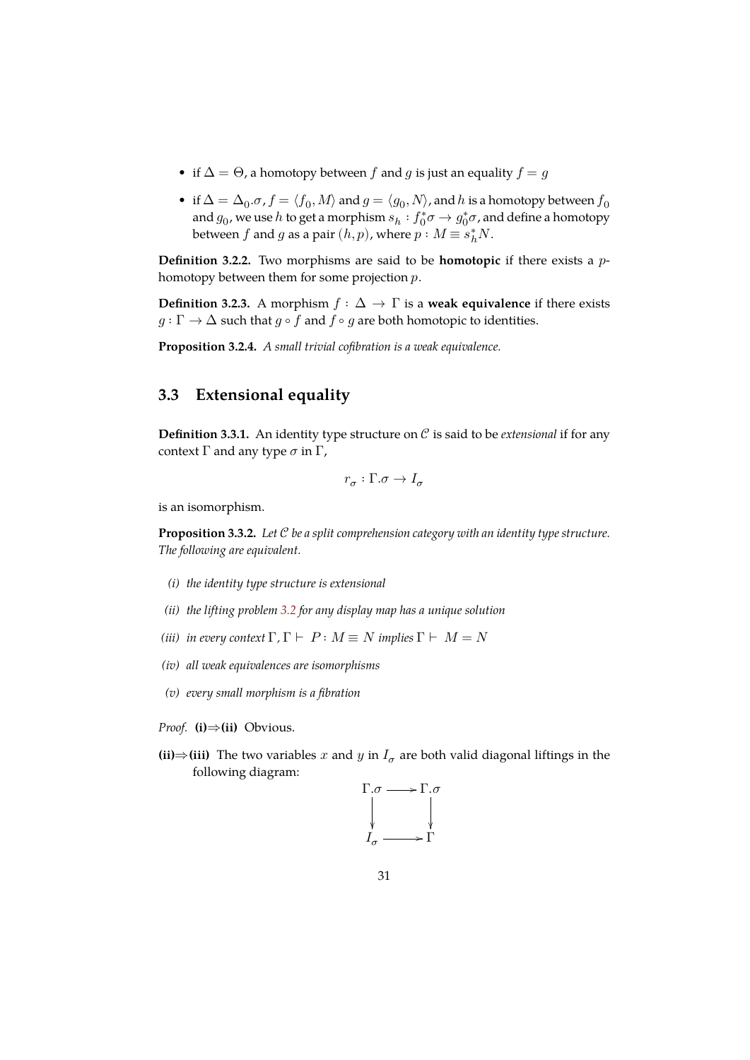- if $\Delta = \Theta$, a homotopy between $f$ and $g$ is just an equality $f = g$
- if $\Delta = \Delta_0.\sigma$, $f = \langle f_0, M \rangle$ and $g = \langle g_0, N \rangle$, and $h$ is a homotopy between $f_0$ and $g_0$, we use $h$ to get a morphism $s_h : f_0^* \sigma \to g_0^* \sigma$, and define a homotopy between $f$ and $g$ as a pair $(h, p)$, where $p : M \equiv s_h^* N$.

**Definition 3.2.2.** Two morphisms are said to be **homotopic** if there exists a $p$-homotopy between them for some projection $p$.

**Definition 3.2.3.** A morphism $f : \Delta \to \Gamma$ is a **weak equivalence** if there exists $g : \Gamma \to \Delta$ such that $g \circ f$ and $f \circ g$ are both homotopic to identities.

**Proposition 3.2.4.** *A small trivial cofibration is a weak equivalence.*

## 3.3 Extensional equality

**Definition 3.3.1.** An identity type structure on $\mathcal{C}$ is said to be *extensional* if for any context $\Gamma$ and any type $\sigma$ in $\Gamma$,

$$r_\sigma : \Gamma.\sigma \to I_\sigma$$

is an isomorphism.

**Proposition 3.3.2.** *Let $\mathcal{C}$ be a split comprehension category with an identity type structure. The following are equivalent.*

*(i) the identity type structure is extensional*

*(ii) the lifting problem 3.2 for any display map has a unique solution*

*(iii) in every context $\Gamma$, $\Gamma \vdash P : M \equiv N$ implies $\Gamma \vdash M = N$*

*(iv) all weak equivalences are isomorphisms*

*(v) every small morphism is a fibration*

*Proof.* **(i)⇒(ii)** Obvious.

**(ii)⇒(iii)** The two variables $x$ and $y$ in $I_\sigma$ are both valid diagonal liftings in the following diagram:

$$\begin{array}{ccc} \Gamma.\sigma & \longrightarrow & \Gamma.\sigma \\ \downarrow & & \downarrow \\ I_\sigma & \longrightarrow & \Gamma \end{array}$$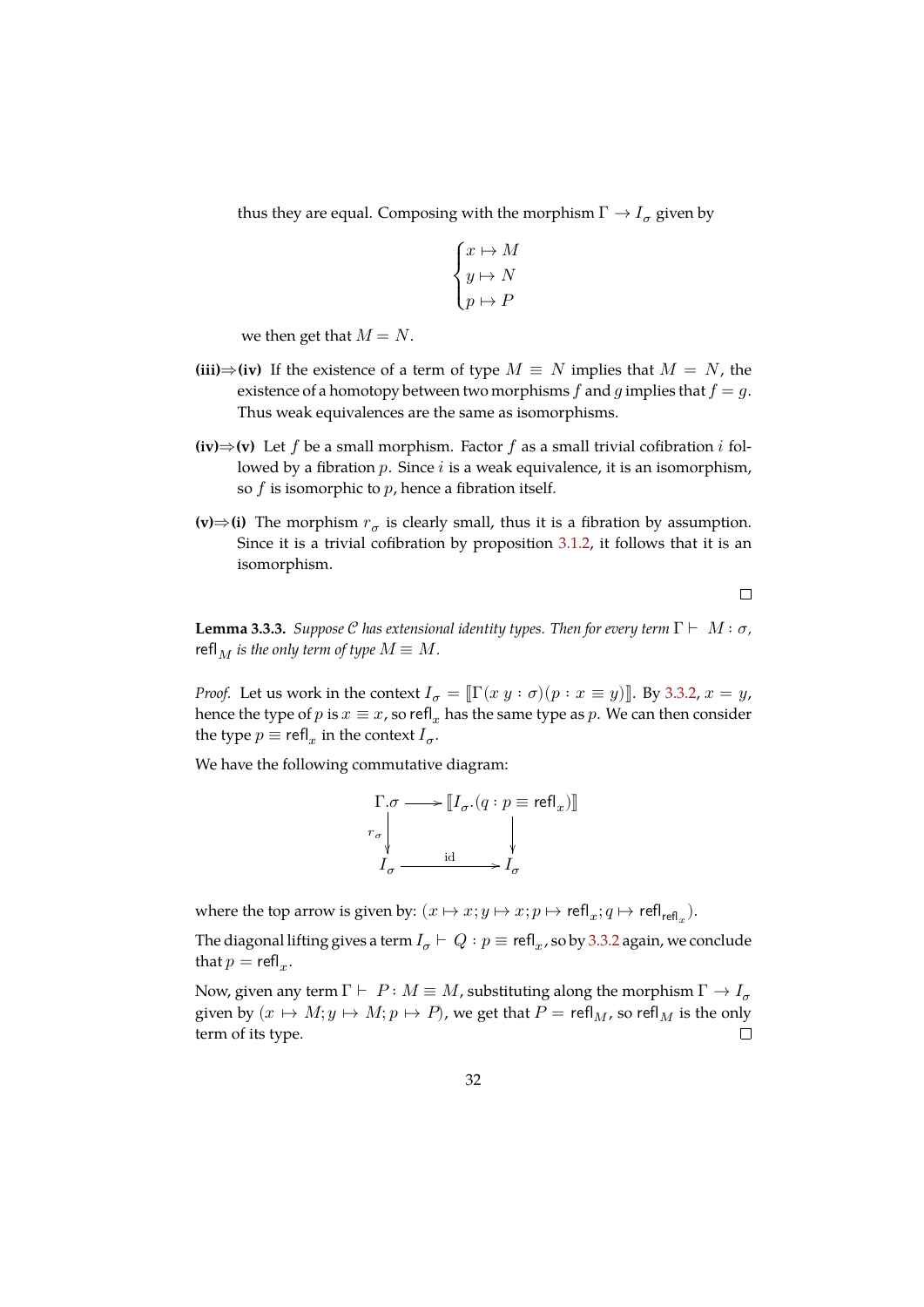thus they are equal. Composing with the morphism $\Gamma \to I_\sigma$ given by

$$\begin{cases} x \mapsto M \\ y \mapsto N \\ p \mapsto P \end{cases}$$

we then get that $M = N$.

**(iii)⇒(iv)** If the existence of a term of type $M \equiv N$ implies that $M = N$, the existence of a homotopy between two morphisms $f$ and $g$ implies that $f = g$. Thus weak equivalences are the same as isomorphisms.

**(iv)⇒(v)** Let $f$ be a small morphism. Factor $f$ as a small trivial cofibration $i$ followed by a fibration $p$. Since $i$ is a weak equivalence, it is an isomorphism, so $f$ is isomorphic to $p$, hence a fibration itself.

**(v)⇒(i)** The morphism $r_\sigma$ is clearly small, thus it is a fibration by assumption. Since it is a trivial cofibration by proposition 3.1.2, it follows that it is an isomorphism.

□

**Lemma 3.3.3.** *Suppose $\mathcal{C}$ has extensional identity types. Then for every term $\Gamma \vdash M : \sigma$, $\mathsf{refl}_M$ is the only term of type $M \equiv M$.*

*Proof.* Let us work in the context $I_\sigma = [\![\Gamma(x\ y : \sigma)(p : x \equiv y)]\!]$. By 3.3.2, $x = y$, hence the type of $p$ is $x \equiv x$, so $\mathsf{refl}_x$ has the same type as $p$. We can then consider the type $p \equiv \mathsf{refl}_x$ in the context $I_\sigma$.

We have the following commutative diagram:

$$\begin{array}{ccc} \Gamma.\sigma & \longrightarrow & [\![I_\sigma.(q : p \equiv \mathsf{refl}_x)]\!] \\ {\scriptstyle r_\sigma}\downarrow & & \downarrow \\ I_\sigma & \xrightarrow{\quad \mathrm{id} \quad} & I_\sigma \end{array}$$

where the top arrow is given by: $(x \mapsto x; y \mapsto x; p \mapsto \mathsf{refl}_x; q \mapsto \mathsf{refl}_{\mathsf{refl}_x})$.

The diagonal lifting gives a term $I_\sigma \vdash Q : p \equiv \mathsf{refl}_x$, so by 3.3.2 again, we conclude that $p = \mathsf{refl}_x$.

Now, given any term $\Gamma \vdash P : M \equiv M$, substituting along the morphism $\Gamma \to I_\sigma$ given by $(x \mapsto M; y \mapsto M; p \mapsto P)$, we get that $P = \mathsf{refl}_M$, so $\mathsf{refl}_M$ is the only term of its type. □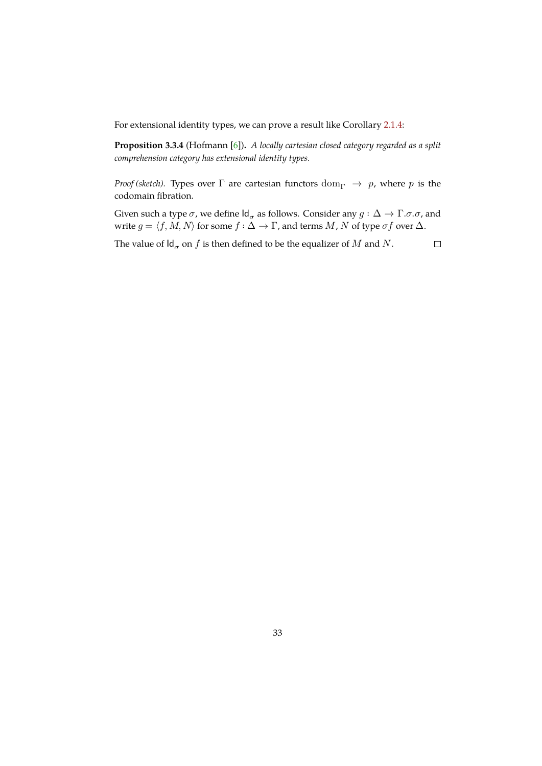For extensional identity types, we can prove a result like Corollary 2.1.4:

**Proposition 3.3.4** (Hofmann [6])**.** *A locally cartesian closed category regarded as a split comprehension category has extensional identity types.*

*Proof (sketch).* Types over $\Gamma$ are cartesian functors $\mathrm{dom}_\Gamma \to p$, where $p$ is the codomain fibration.

Given such a type $\sigma$, we define $\mathsf{Id}_\sigma$ as follows. Consider any $g : \Delta \to \Gamma.\sigma.\sigma$, and write $g = \langle f, M, N \rangle$ for some $f : \Delta \to \Gamma$, and terms $M$, $N$ of type $\sigma f$ over $\Delta$.

The value of $\mathsf{Id}_\sigma$ on $f$ is then defined to be the equalizer of $M$ and $N$. $\square$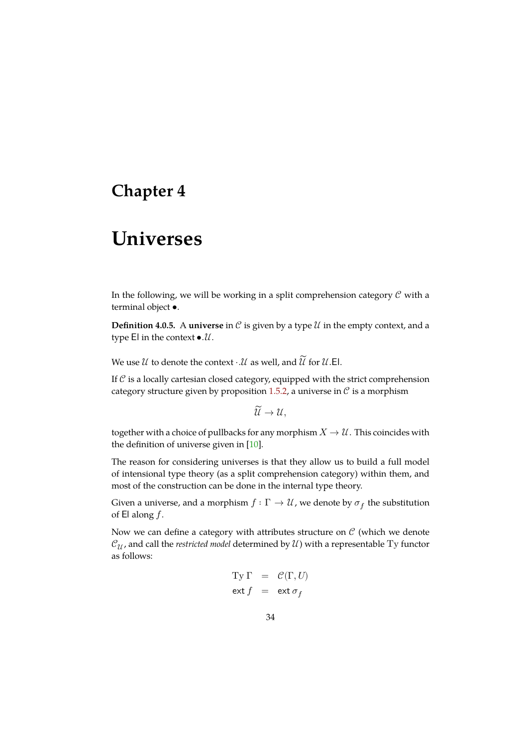# Chapter 4

# Universes

In the following, we will be working in a split comprehension category $\mathcal{C}$ with a terminal object $\bullet$.

**Definition 4.0.5.** A **universe** in $\mathcal{C}$ is given by a type $\mathcal{U}$ in the empty context, and a type $\mathsf{El}$ in the context $\bullet.\mathcal{U}$.

We use $\mathcal{U}$ to denote the context $\cdot.\mathcal{U}$ as well, and $\widetilde{\mathcal{U}}$ for $\mathcal{U}.\mathsf{El}$.

If $\mathcal{C}$ is a locally cartesian closed category, equipped with the strict comprehension category structure given by proposition 1.5.2, a universe in $\mathcal{C}$ is a morphism

$$\widetilde{\mathcal{U}} \to \mathcal{U},$$

together with a choice of pullbacks for any morphism $X \to \mathcal{U}$. This coincides with the definition of universe given in [10].

The reason for considering universes is that they allow us to build a full model of intensional type theory (as a split comprehension category) within them, and most of the construction can be done in the internal type theory.

Given a universe, and a morphism $f : \Gamma \to \mathcal{U}$, we denote by $\sigma_f$ the substitution of $\mathsf{El}$ along $f$.

Now we can define a category with attributes structure on $\mathcal{C}$ (which we denote $\mathcal{C}_{\mathcal{U}}$, and call the *restricted model* determined by $\mathcal{U}$) with a representable $\mathrm{Ty}$ functor as follows:

$$\begin{aligned} \mathrm{Ty}\,\Gamma &= \mathcal{C}(\Gamma, U) \\ \mathsf{ext}\, f &= \mathsf{ext}\,\sigma_f \end{aligned}$$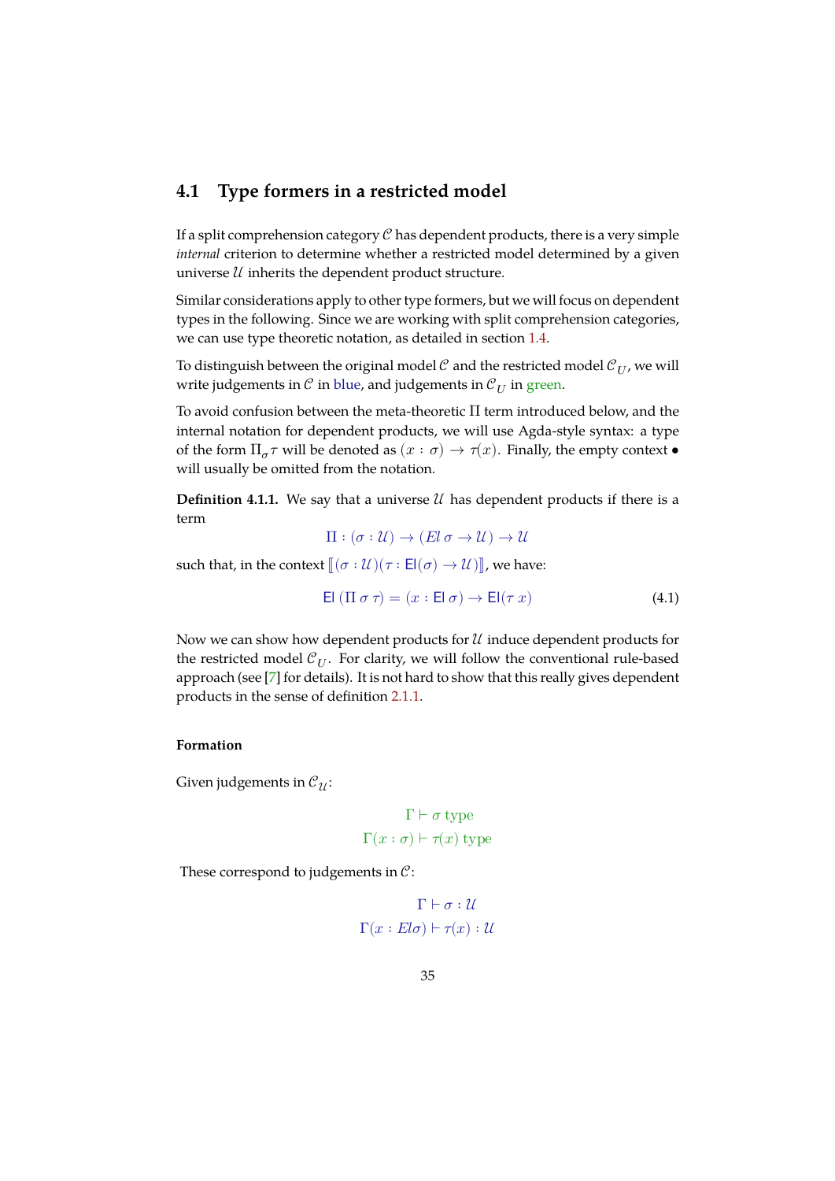## 4.1 Type formers in a restricted model

If a split comprehension category $\mathcal{C}$ has dependent products, there is a very simple *internal* criterion to determine whether a restricted model determined by a given universe $\mathcal{U}$ inherits the dependent product structure.

Similar considerations apply to other type formers, but we will focus on dependent types in the following. Since we are working with split comprehension categories, we can use type theoretic notation, as detailed in section 1.4.

To distinguish between the original model $\mathcal{C}$ and the restricted model $\mathcal{C}_U$, we will write judgements in $\mathcal{C}$ in blue, and judgements in $\mathcal{C}_U$ in green.

To avoid confusion between the meta-theoretic $\Pi$ term introduced below, and the internal notation for dependent products, we will use Agda-style syntax: a type of the form $\Pi_\sigma \tau$ will be denoted as $(x : \sigma) \to \tau(x)$. Finally, the empty context $\bullet$ will usually be omitted from the notation.

**Definition 4.1.1.** We say that a universe $\mathcal{U}$ has dependent products if there is a term

$$\Pi : (\sigma : \mathcal{U}) \to (El\ \sigma \to \mathcal{U}) \to \mathcal{U}$$

such that, in the context $[\![(\sigma : \mathcal{U})(\tau : \mathsf{El}(\sigma) \to \mathcal{U})]\!]$, we have:

$$\mathsf{El}\ (\Pi\ \sigma\ \tau) = (x : \mathsf{El}\ \sigma) \to \mathsf{El}(\tau\ x) \tag{4.1}$$

Now we can show how dependent products for $\mathcal{U}$ induce dependent products for the restricted model $\mathcal{C}_U$. For clarity, we will follow the conventional rule-based approach (see [7] for details). It is not hard to show that this really gives dependent products in the sense of definition 2.1.1.

#### Formation

Given judgements in $\mathcal{C}_\mathcal{U}$:

$$\Gamma \vdash \sigma \text{ type}$$
$$\Gamma(x : \sigma) \vdash \tau(x) \text{ type}$$

These correspond to judgements in $\mathcal{C}$:

$$\Gamma \vdash \sigma : \mathcal{U}$$
$$\Gamma(x : El\sigma) \vdash \tau(x) : \mathcal{U}$$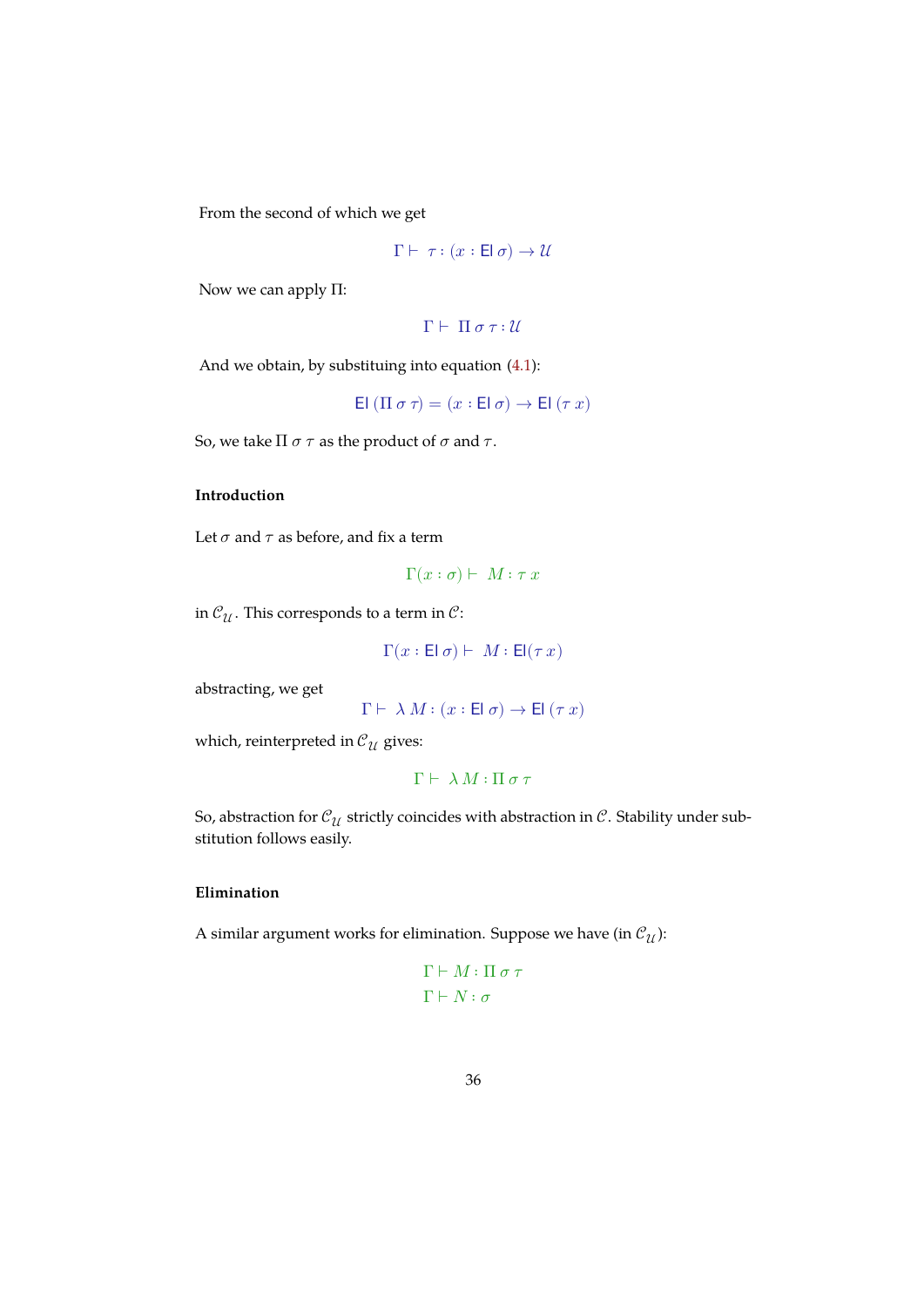From the second of which we get

$$\Gamma \vdash \; \tau : (x : \mathsf{El}\ \sigma) \to \mathcal{U}$$

Now we can apply $\Pi$:

$$\Gamma \vdash \; \Pi\, \sigma\, \tau : \mathcal{U}$$

And we obtain, by substituing into equation (4.1):

$$\mathsf{El}\ (\Pi\, \sigma\, \tau) = (x : \mathsf{El}\ \sigma) \to \mathsf{El}\ (\tau\ x)$$

So, we take $\Pi\, \sigma\, \tau$ as the product of $\sigma$ and $\tau$.

### Introduction

Let $\sigma$ and $\tau$ as before, and fix a term

$$\Gamma(x : \sigma) \vdash \; M : \tau\ x$$

in $\mathcal{C}_{\mathcal{U}}$. This corresponds to a term in $\mathcal{C}$:

$$\Gamma(x : \mathsf{El}\ \sigma) \vdash \; M : \mathsf{El}(\tau\ x)$$

abstracting, we get

$$\Gamma \vdash \; \lambda\, M : (x : \mathsf{El}\ \sigma) \to \mathsf{El}\ (\tau\ x)$$

which, reinterpreted in $\mathcal{C}_{\mathcal{U}}$ gives:

$$\Gamma \vdash \; \lambda\, M : \Pi\, \sigma\, \tau$$

So, abstraction for $\mathcal{C}_{\mathcal{U}}$ strictly coincides with abstraction in $\mathcal{C}$. Stability under substitution follows easily.

### Elimination

A similar argument works for elimination. Suppose we have (in $\mathcal{C}_{\mathcal{U}}$):

$$\Gamma \vdash M : \Pi\, \sigma\, \tau$$
$$\Gamma \vdash N : \sigma$$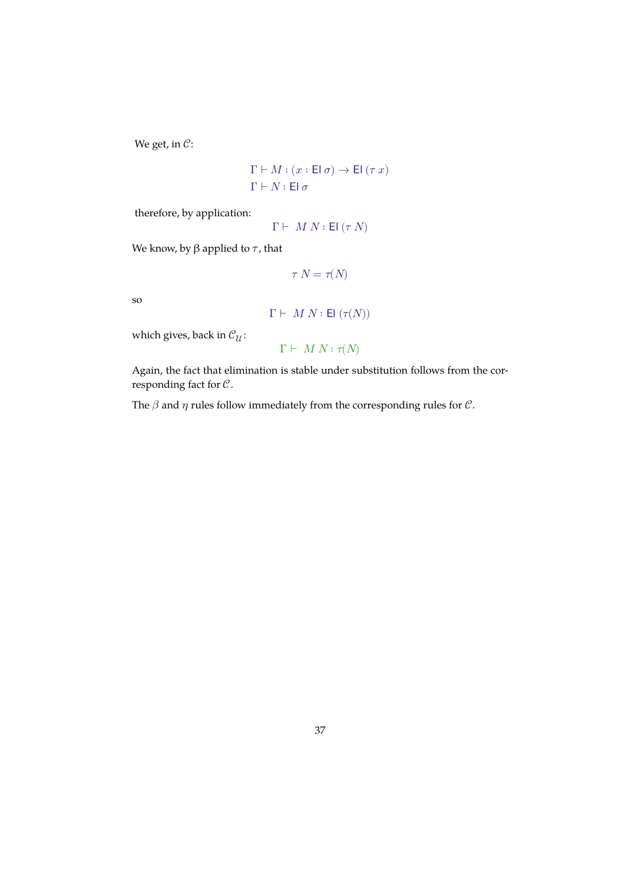We get, in $\mathcal{C}$:

$$\Gamma \vdash M : (x : \mathsf{El}\ \sigma) \to \mathsf{El}\ (\tau\ x)$$
$$\Gamma \vdash N : \mathsf{El}\ \sigma$$

therefore, by application:

$$\Gamma \vdash\ M\ N : \mathsf{El}\ (\tau\ N)$$

We know, by β applied to $\tau$, that

$$\tau\ N = \tau(N)$$

so

$$\Gamma \vdash\ M\ N : \mathsf{El}\ (\tau(N))$$

which gives, back in $\mathcal{C}_{\mathcal{U}}$:

$$\Gamma \vdash\ M\ N : \tau(N)$$

Again, the fact that elimination is stable under substitution follows from the corresponding fact for $\mathcal{C}$.

The $\beta$ and $\eta$ rules follow immediately from the corresponding rules for $\mathcal{C}$.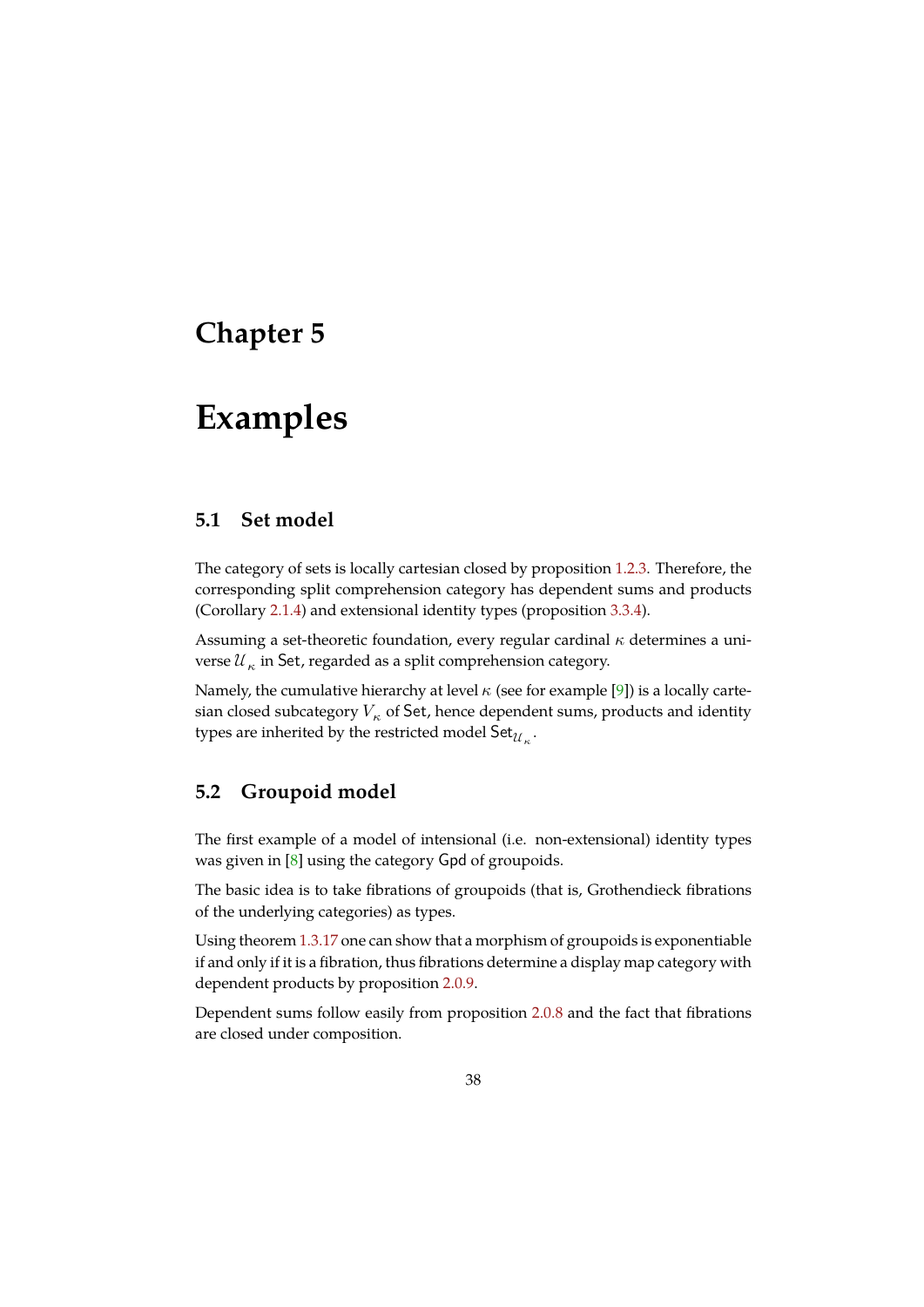# Chapter 5

# Examples

## 5.1 Set model

The category of sets is locally cartesian closed by proposition 1.2.3. Therefore, the corresponding split comprehension category has dependent sums and products (Corollary 2.1.4) and extensional identity types (proposition 3.3.4).

Assuming a set-theoretic foundation, every regular cardinal $\kappa$ determines a universe $\mathcal{U}_\kappa$ in $\mathsf{Set}$, regarded as a split comprehension category.

Namely, the cumulative hierarchy at level $\kappa$ (see for example [9]) is a locally cartesian closed subcategory $V_\kappa$ of $\mathsf{Set}$, hence dependent sums, products and identity types are inherited by the restricted model $\mathsf{Set}_{\mathcal{U}_\kappa}$.

## 5.2 Groupoid model

The first example of a model of intensional (i.e. non-extensional) identity types was given in [8] using the category $\mathsf{Gpd}$ of groupoids.

The basic idea is to take fibrations of groupoids (that is, Grothendieck fibrations of the underlying categories) as types.

Using theorem 1.3.17 one can show that a morphism of groupoids is exponentiable if and only if it is a fibration, thus fibrations determine a display map category with dependent products by proposition 2.0.9.

Dependent sums follow easily from proposition 2.0.8 and the fact that fibrations are closed under composition.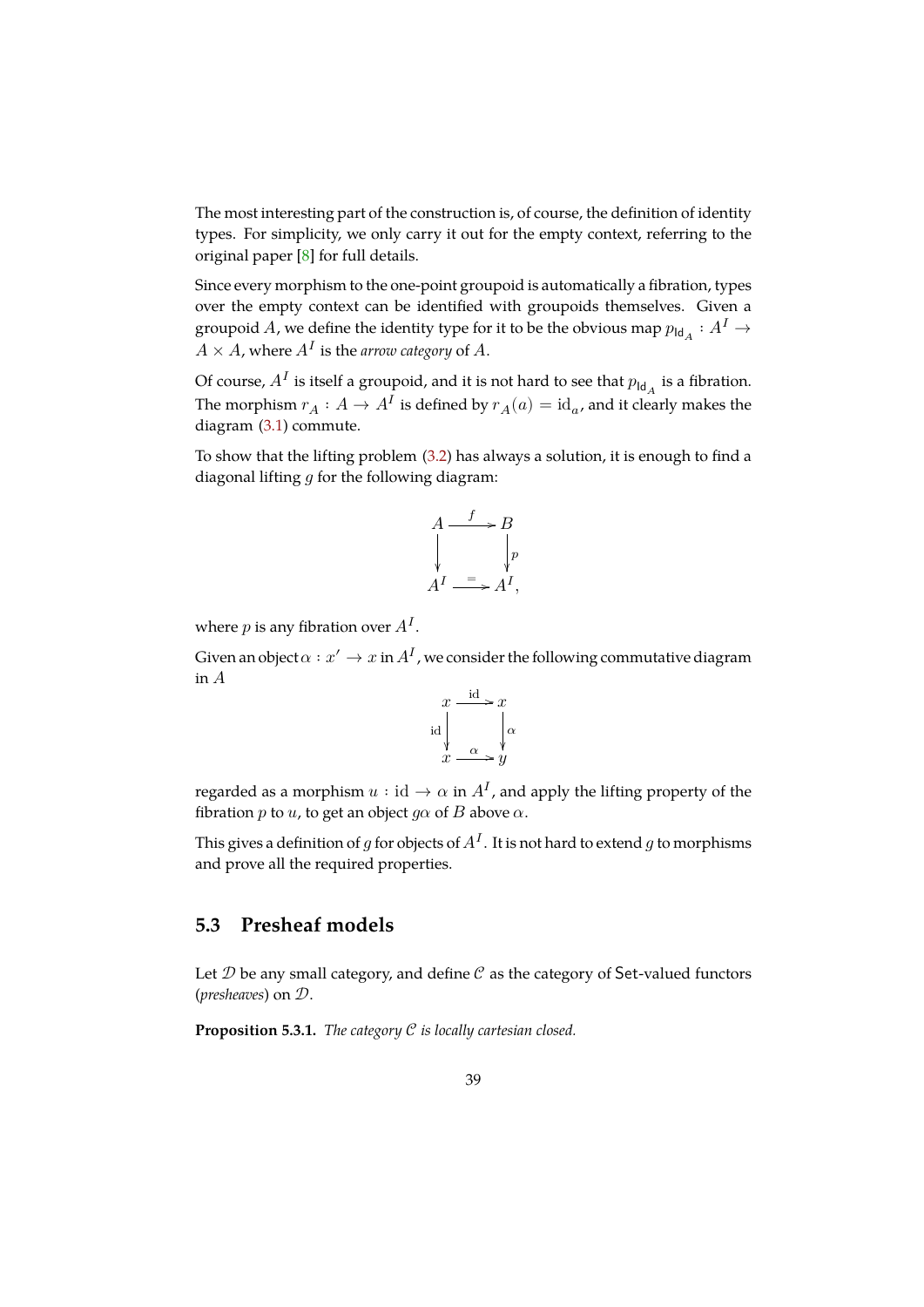The most interesting part of the construction is, of course, the definition of identity types. For simplicity, we only carry it out for the empty context, referring to the original paper [8] for full details.

Since every morphism to the one-point groupoid is automatically a fibration, types over the empty context can be identified with groupoids themselves. Given a groupoid $A$, we define the identity type for it to be the obvious map $p_{\mathsf{Id}_A} : A^I \to A \times A$, where $A^I$ is the *arrow category* of $A$.

Of course, $A^I$ is itself a groupoid, and it is not hard to see that $p_{\mathsf{Id}_A}$ is a fibration. The morphism $r_A : A \to A^I$ is defined by $r_A(a) = \mathrm{id}_a$, and it clearly makes the diagram (3.1) commute.

To show that the lifting problem (3.2) has always a solution, it is enough to find a diagonal lifting $g$ for the following diagram:

$$
\begin{array}{ccc}
A & \xrightarrow{f} & B \\
\downarrow & & \downarrow p \\
A^I & \xrightarrow{=} & A^I,
\end{array}
$$

where $p$ is any fibration over $A^I$.

Given an object $\alpha : x' \to x$ in $A^I$, we consider the following commutative diagram in $A$

$$
\begin{array}{ccc}
x & \xrightarrow{\mathrm{id}} & x \\
{\scriptstyle \mathrm{id}}\downarrow & & \downarrow{\scriptstyle \alpha} \\
x & \xrightarrow{\alpha} & y
\end{array}
$$

regarded as a morphism $u : \mathrm{id} \to \alpha$ in $A^I$, and apply the lifting property of the fibration $p$ to $u$, to get an object $g\alpha$ of $B$ above $\alpha$.

This gives a definition of $g$ for objects of $A^I$. It is not hard to extend $g$ to morphisms and prove all the required properties.

## 5.3 Presheaf models

Let $\mathcal{D}$ be any small category, and define $\mathcal{C}$ as the category of $\mathsf{Set}$-valued functors (*presheaves*) on $\mathcal{D}$.

**Proposition 5.3.1.** *The category $\mathcal{C}$ is locally cartesian closed.*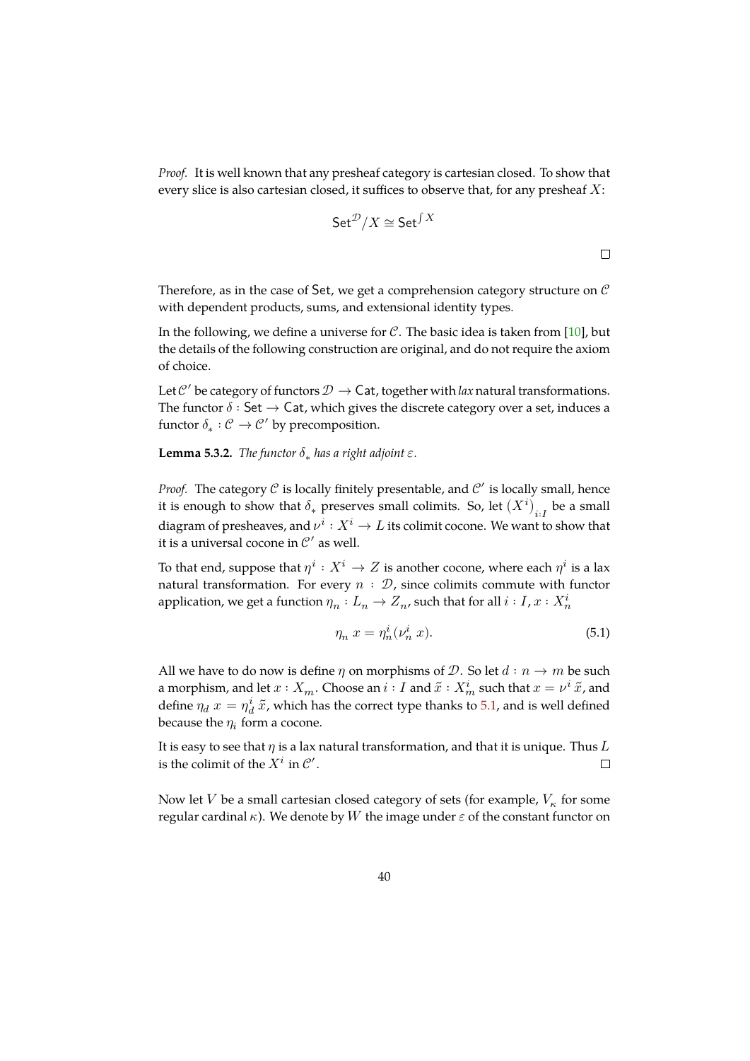*Proof.* It is well known that any presheaf category is cartesian closed. To show that every slice is also cartesian closed, it suffices to observe that, for any presheaf $X$:

$$\mathsf{Set}^{\mathcal{D}}/X \cong \mathsf{Set}^{\int X}$$

$\square$

Therefore, as in the case of $\mathsf{Set}$, we get a comprehension category structure on $\mathcal{C}$ with dependent products, sums, and extensional identity types.

In the following, we define a universe for $\mathcal{C}$. The basic idea is taken from [10], but the details of the following construction are original, and do not require the axiom of choice.

Let $\mathcal{C}'$ be category of functors $\mathcal{D} \to \mathsf{Cat}$, together with *lax* natural transformations. The functor $\delta : \mathsf{Set} \to \mathsf{Cat}$, which gives the discrete category over a set, induces a functor $\delta_* : \mathcal{C} \to \mathcal{C}'$ by precomposition.

**Lemma 5.3.2.** *The functor $\delta_*$ has a right adjoint $\varepsilon$.*

*Proof.* The category $\mathcal{C}$ is locally finitely presentable, and $\mathcal{C}'$ is locally small, hence it is enough to show that $\delta_*$ preserves small colimits. So, let $(X^i)_{i:I}$ be a small diagram of presheaves, and $\nu^i : X^i \to L$ its colimit cocone. We want to show that it is a universal cocone in $\mathcal{C}'$ as well.

To that end, suppose that $\eta^i : X^i \to Z$ is another cocone, where each $\eta^i$ is a lax natural transformation. For every $n : \mathcal{D}$, since colimits commute with functor application, we get a function $\eta_n : L_n \to Z_n$, such that for all $i : I$, $x : X^i_n$

$$\eta_n \; x = \eta^i_n(\nu^i_n \; x). \tag{5.1}$$

All we have to do now is define $\eta$ on morphisms of $\mathcal{D}$. So let $d : n \to m$ be such a morphism, and let $x : X_m$. Choose an $i : I$ and $\tilde{x} : X^i_m$ such that $x = \nu^i \, \tilde{x}$, and define $\eta_d \; x = \eta^i_d \, \tilde{x}$, which has the correct type thanks to 5.1, and is well defined because the $\eta_i$ form a cocone.

It is easy to see that $\eta$ is a lax natural transformation, and that it is unique. Thus $L$ is the colimit of the $X^i$ in $\mathcal{C}'$. $\square$

Now let $V$ be a small cartesian closed category of sets (for example, $V_\kappa$ for some regular cardinal $\kappa$). We denote by $W$ the image under $\varepsilon$ of the constant functor on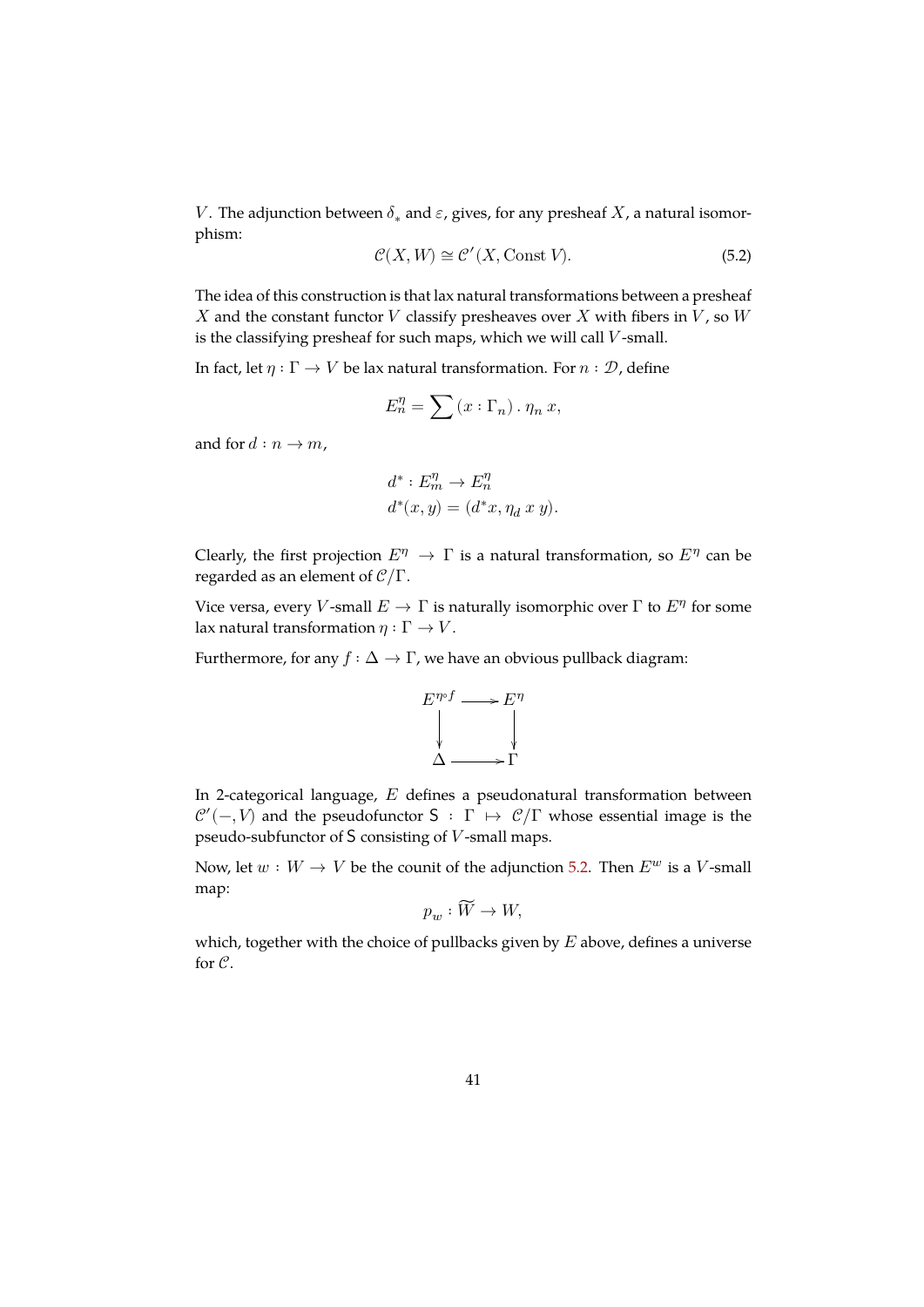$V$. The adjunction between $\delta_*$ and $\varepsilon$, gives, for any presheaf $X$, a natural isomorphism:

$$\mathcal{C}(X, W) \cong \mathcal{C}'(X, \text{Const } V). \tag{5.2}$$

The idea of this construction is that lax natural transformations between a presheaf $X$ and the constant functor $V$ classify presheaves over $X$ with fibers in $V$, so $W$ is the classifying presheaf for such maps, which we will call $V$-small.

In fact, let $\eta : \Gamma \to V$ be lax natural transformation. For $n : \mathcal{D}$, define

$$E^{\eta}_n = \sum (x : \Gamma_n) \, . \, \eta_n \, x,$$

and for $d : n \to m$,

$$\begin{aligned}
&d^* : E^{\eta}_m \to E^{\eta}_n \\
&d^*(x, y) = (d^* x, \eta_d \; x \; y).
\end{aligned}$$

Clearly, the first projection $E^{\eta} \to \Gamma$ is a natural transformation, so $E^{\eta}$ can be regarded as an element of $\mathcal{C}/\Gamma$.

Vice versa, every $V$-small $E \to \Gamma$ is naturally isomorphic over $\Gamma$ to $E^{\eta}$ for some lax natural transformation $\eta : \Gamma \to V$.

Furthermore, for any $f : \Delta \to \Gamma$, we have an obvious pullback diagram:

$$\begin{array}{ccc}
E^{\eta \circ f} & \longrightarrow & E^{\eta} \\
\downarrow & & \downarrow \\
\Delta & \longrightarrow & \Gamma
\end{array}$$

In 2-categorical language, $E$ defines a pseudonatural transformation between $\mathcal{C}'(-, V)$ and the pseudofunctor $\mathsf{S} : \Gamma \mapsto \mathcal{C}/\Gamma$ whose essential image is the pseudo-subfunctor of $\mathsf{S}$ consisting of $V$-small maps.

Now, let $w : W \to V$ be the counit of the adjunction 5.2. Then $E^w$ is a $V$-small map:

$$p_w : \widetilde{W} \to W,$$

which, together with the choice of pullbacks given by $E$ above, defines a universe for $\mathcal{C}$.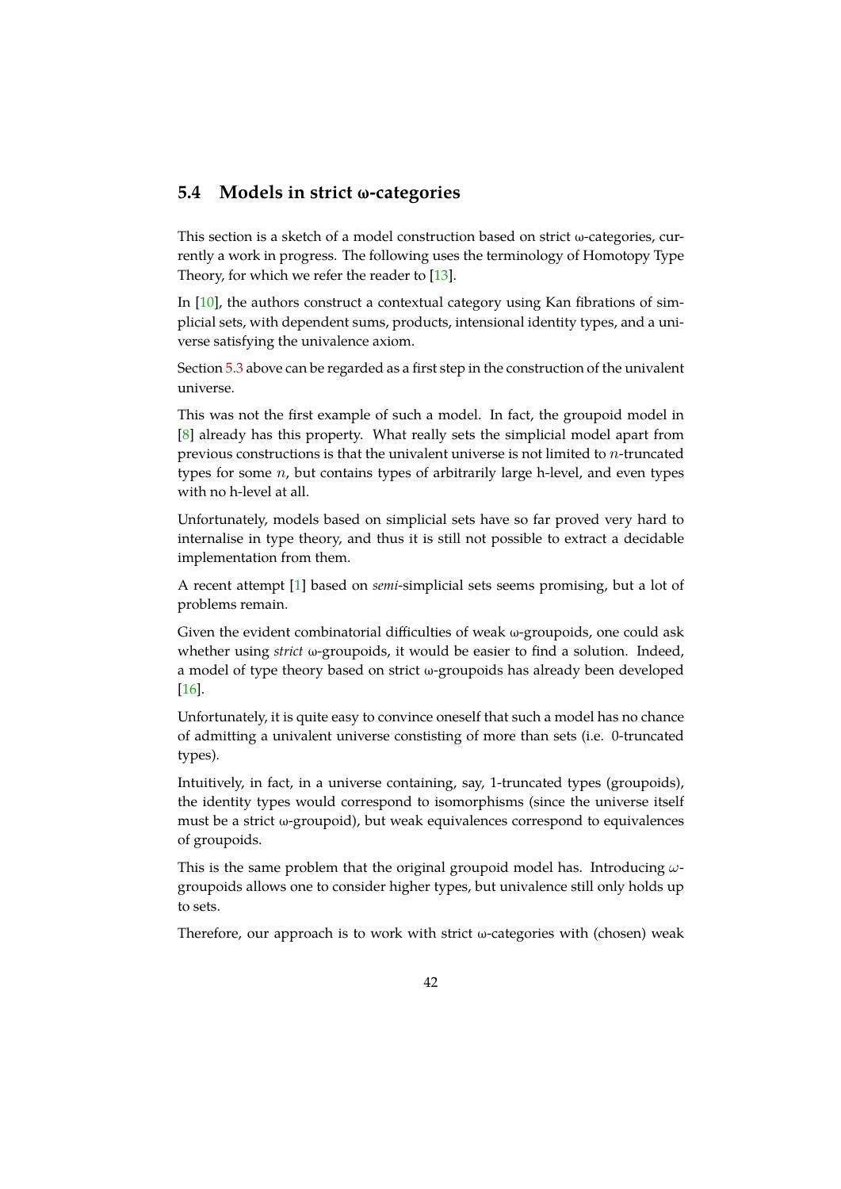## 5.4 Models in strict ω-categories

This section is a sketch of a model construction based on strict ω-categories, currently a work in progress. The following uses the terminology of Homotopy Type Theory, for which we refer the reader to [13].

In [10], the authors construct a contextual category using Kan fibrations of simplicial sets, with dependent sums, products, intensional identity types, and a universe satisfying the univalence axiom.

Section 5.3 above can be regarded as a first step in the construction of the univalent universe.

This was not the first example of such a model. In fact, the groupoid model in [8] already has this property. What really sets the simplicial model apart from previous constructions is that the univalent universe is not limited to $n$-truncated types for some $n$, but contains types of arbitrarily large h-level, and even types with no h-level at all.

Unfortunately, models based on simplicial sets have so far proved very hard to internalise in type theory, and thus it is still not possible to extract a decidable implementation from them.

A recent attempt [1] based on *semi*-simplicial sets seems promising, but a lot of problems remain.

Given the evident combinatorial difficulties of weak ω-groupoids, one could ask whether using *strict* ω-groupoids, it would be easier to find a solution. Indeed, a model of type theory based on strict ω-groupoids has already been developed [16].

Unfortunately, it is quite easy to convince oneself that such a model has no chance of admitting a univalent universe constisting of more than sets (i.e. 0-truncated types).

Intuitively, in fact, in a universe containing, say, 1-truncated types (groupoids), the identity types would correspond to isomorphisms (since the universe itself must be a strict ω-groupoid), but weak equivalences correspond to equivalences of groupoids.

This is the same problem that the original groupoid model has. Introducing $\omega$-groupoids allows one to consider higher types, but univalence still only holds up to sets.

Therefore, our approach is to work with strict ω-categories with (chosen) weak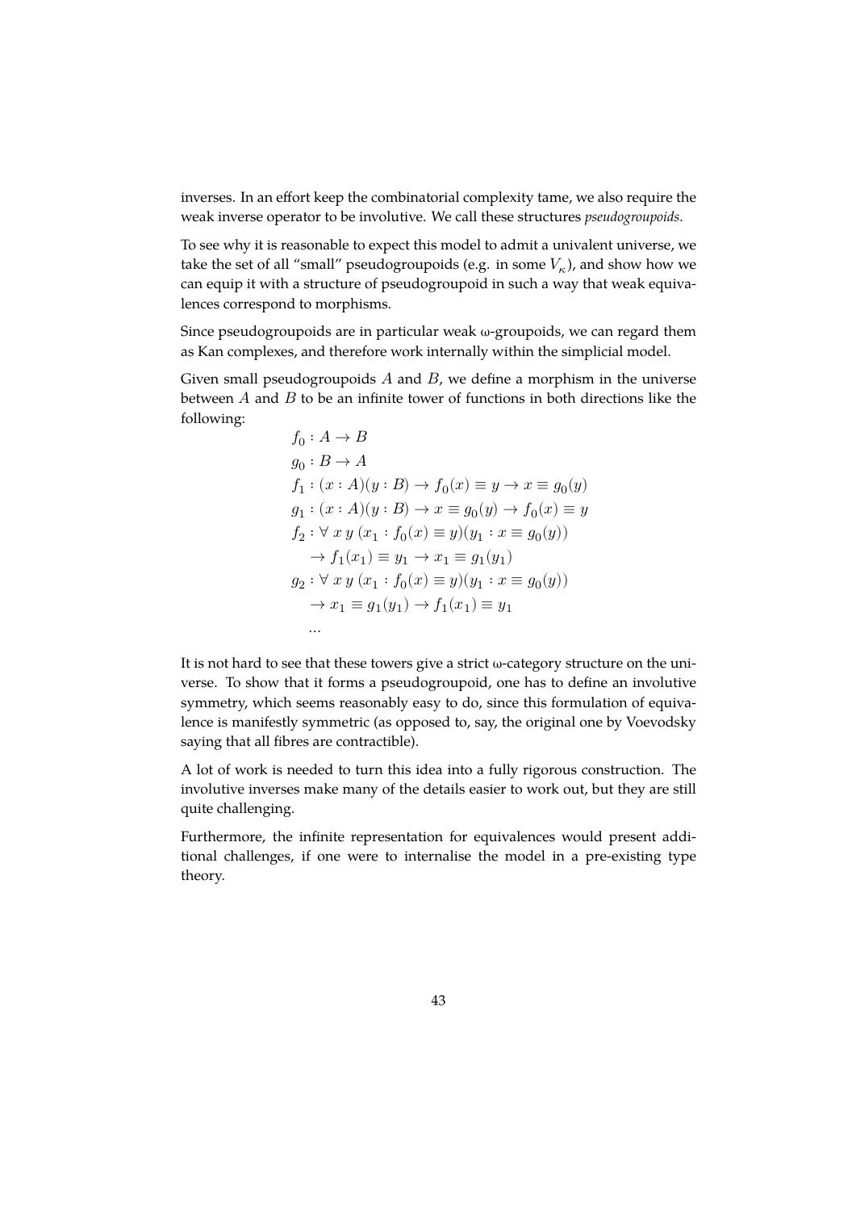inverses. In an effort keep the combinatorial complexity tame, we also require the weak inverse operator to be involutive. We call these structures *pseudogroupoids*.

To see why it is reasonable to expect this model to admit a univalent universe, we take the set of all "small" pseudogroupoids (e.g. in some $V_\kappa$), and show how we can equip it with a structure of pseudogroupoid in such a way that weak equivalences correspond to morphisms.

Since pseudogroupoids are in particular weak ω-groupoids, we can regard them as Kan complexes, and therefore work internally within the simplicial model.

Given small pseudogroupoids $A$ and $B$, we define a morphism in the universe between $A$ and $B$ to be an infinite tower of functions in both directions like the following:

$$
\begin{aligned}
& f_0 : A \to B \\
& g_0 : B \to A \\
& f_1 : (x : A)(y : B) \to f_0(x) \equiv y \to x \equiv g_0(y) \\
& g_1 : (x : A)(y : B) \to x \equiv g_0(y) \to f_0(x) \equiv y \\
& f_2 : \forall\ x\ y\ (x_1 : f_0(x) \equiv y)(y_1 : x \equiv g_0(y)) \\
& \quad \to f_1(x_1) \equiv y_1 \to x_1 \equiv g_1(y_1) \\
& g_2 : \forall\ x\ y\ (x_1 : f_0(x) \equiv y)(y_1 : x \equiv g_0(y)) \\
& \quad \to x_1 \equiv g_1(y_1) \to f_1(x_1) \equiv y_1 \\
& \quad \ldots
\end{aligned}
$$

It is not hard to see that these towers give a strict ω-category structure on the universe. To show that it forms a pseudogroupoid, one has to define an involutive symmetry, which seems reasonably easy to do, since this formulation of equivalence is manifestly symmetric (as opposed to, say, the original one by Voevodsky saying that all fibres are contractible).

A lot of work is needed to turn this idea into a fully rigorous construction. The involutive inverses make many of the details easier to work out, but they are still quite challenging.

Furthermore, the infinite representation for equivalences would present additional challenges, if one were to internalise the model in a pre-existing type theory.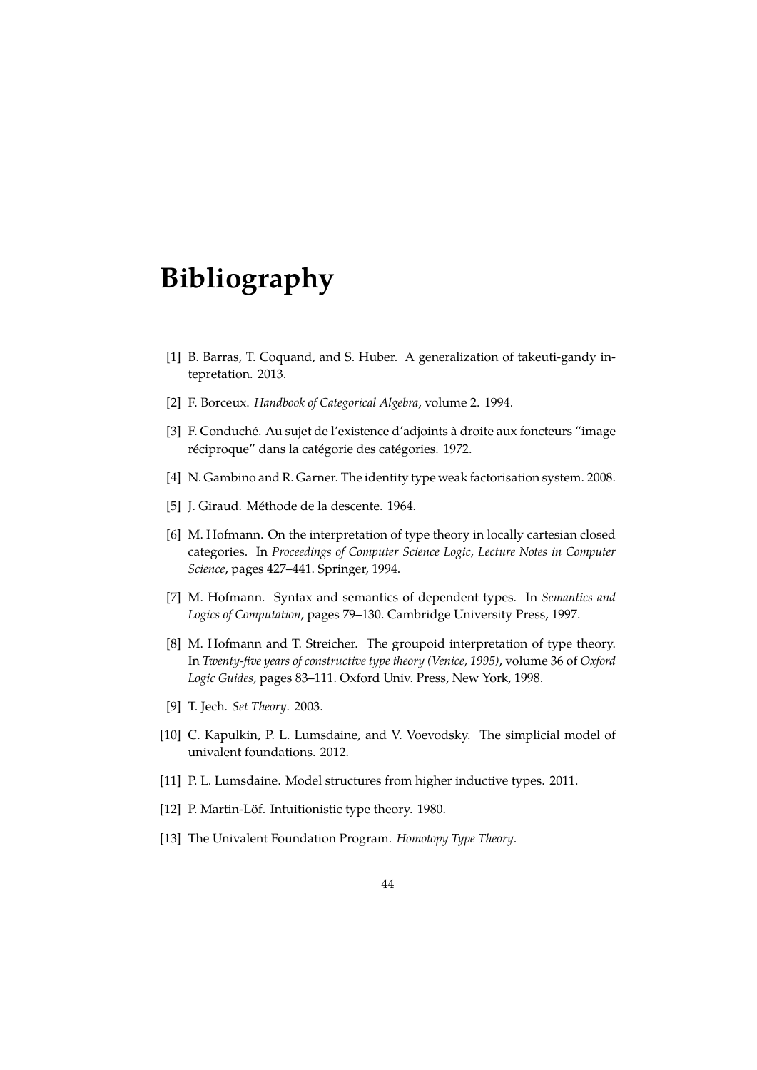# Bibliography

[1] B. Barras, T. Coquand, and S. Huber. A generalization of takeuti-gandy intepretation. 2013.

[2] F. Borceux. *Handbook of Categorical Algebra*, volume 2. 1994.

[3] F. Conduché. Au sujet de l'existence d'adjoints à droite aux foncteurs "image réciproque" dans la catégorie des catégories. 1972.

[4] N. Gambino and R. Garner. The identity type weak factorisation system. 2008.

[5] J. Giraud. Méthode de la descente. 1964.

[6] M. Hofmann. On the interpretation of type theory in locally cartesian closed categories. In *Proceedings of Computer Science Logic, Lecture Notes in Computer Science*, pages 427–441. Springer, 1994.

[7] M. Hofmann. Syntax and semantics of dependent types. In *Semantics and Logics of Computation*, pages 79–130. Cambridge University Press, 1997.

[8] M. Hofmann and T. Streicher. The groupoid interpretation of type theory. In *Twenty-five years of constructive type theory (Venice, 1995)*, volume 36 of *Oxford Logic Guides*, pages 83–111. Oxford Univ. Press, New York, 1998.

[9] T. Jech. *Set Theory*. 2003.

[10] C. Kapulkin, P. L. Lumsdaine, and V. Voevodsky. The simplicial model of univalent foundations. 2012.

[11] P. L. Lumsdaine. Model structures from higher inductive types. 2011.

[12] P. Martin-Löf. Intuitionistic type theory. 1980.

[13] The Univalent Foundation Program. *Homotopy Type Theory*.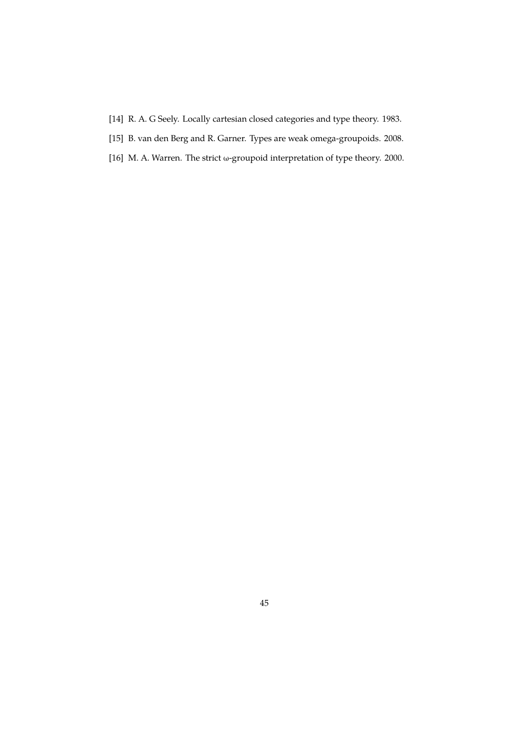[14] R. A. G Seely. Locally cartesian closed categories and type theory. 1983.

[15] B. van den Berg and R. Garner. Types are weak omega-groupoids. 2008.

[16] M. A. Warren. The strict $\omega$-groupoid interpretation of type theory. 2000.